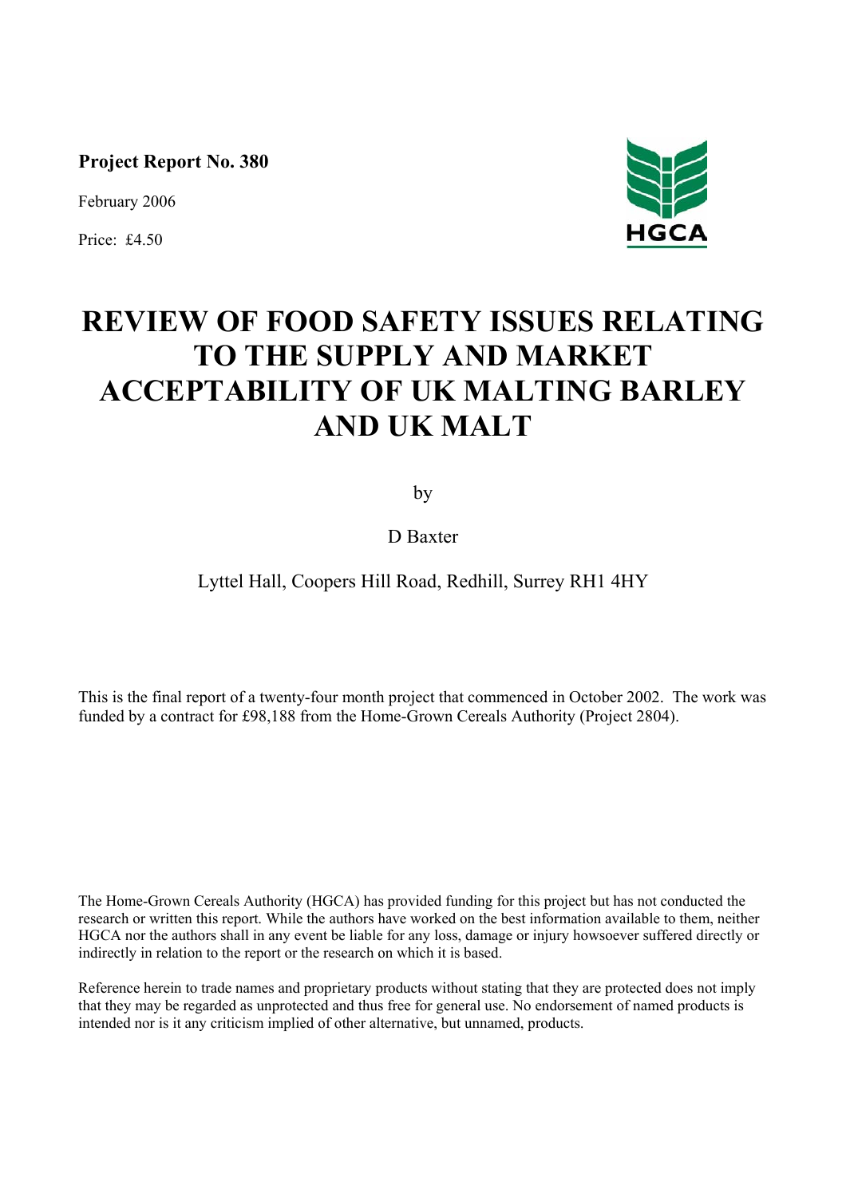**Project Report No. 380**

February 2006

Price: £4.50

HGCA

# REVIEW OF FOOD SAFETY ISSUES RELATING TO THE SUPPLY AND MARKET ACCEPTABILITY OF UK MALTING BARLEY AND UK MALT

by

D Baxter

Lyttel Hall, Coopers Hill Road, Redhill, Surrey RH1 4HY

This is the final report of a twenty-four month project that commenced in October 2002. The work was funded by a contract for £98,188 from the Home-Grown Cereals Authority (Project 2804).

The Home-Grown Cereals Authority (HGCA) has provided funding for this project but has not conducted the research or written this report. While the authors have worked on the best information available to them, neither HGCA nor the authors shall in any event be liable for any loss, damage or injury howsoever suffered directly or indirectly in relation to the report or the research on which it is based.

Reference herein to trade names and proprietary products without stating that they are protected does not imply that they may be regarded as unprotected and thus free for general use. No endorsement of named products is intended nor is it any criticism implied of other alternative, but unnamed, products.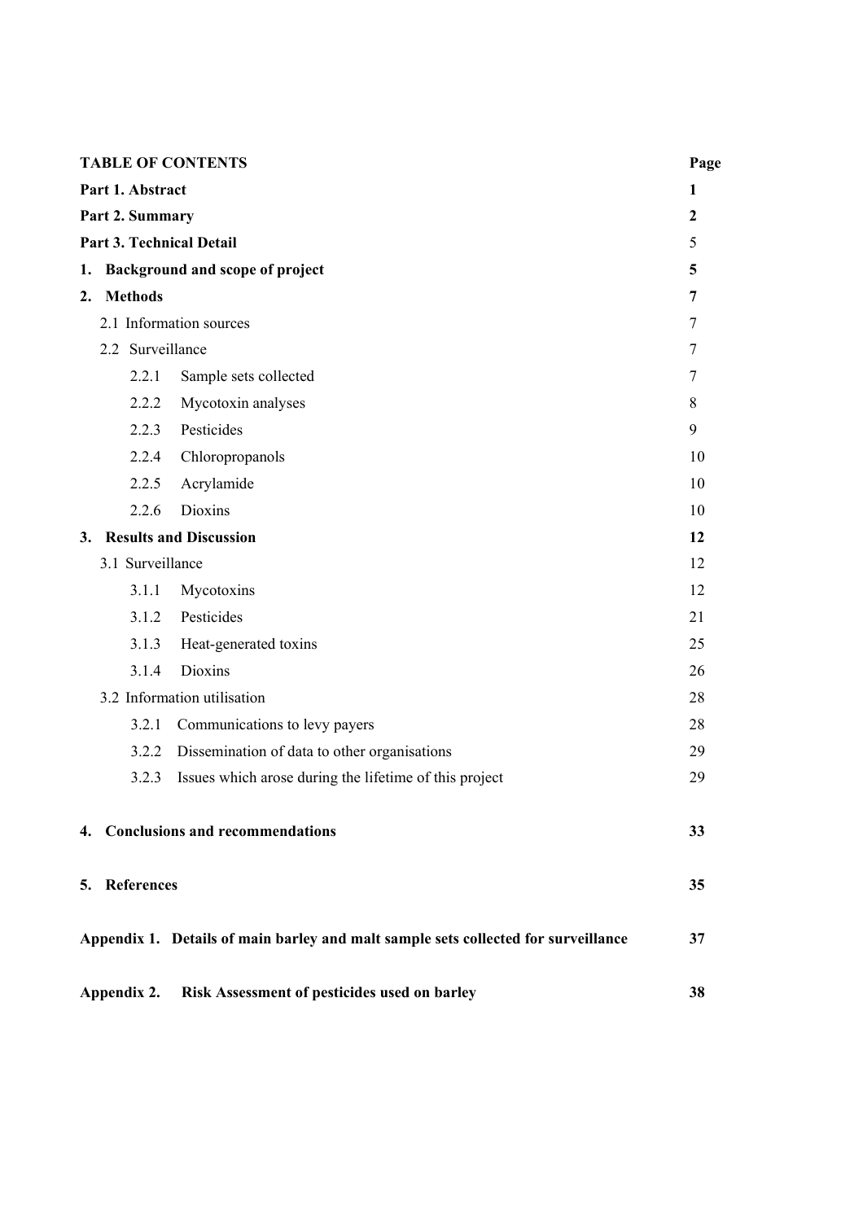| **TABLE OF CONTENTS** | **Page** |
|---|---|
| **Part 1. Abstract** | **1** |
| **Part 2. Summary** | **2** |
| **Part 3. Technical Detail** | 5 |
| **1. Background and scope of project** | **5** |
| **2. Methods** | **7** |
| 2.1 Information sources | 7 |
| 2.2 Surveillance | 7 |
| 2.2.1 Sample sets collected | 7 |
| 2.2.2 Mycotoxin analyses | 8 |
| 2.2.3 Pesticides | 9 |
| 2.2.4 Chloropropanols | 10 |
| 2.2.5 Acrylamide | 10 |
| 2.2.6 Dioxins | 10 |
| **3. Results and Discussion** | **12** |
| 3.1 Surveillance | 12 |
| 3.1.1 Mycotoxins | 12 |
| 3.1.2 Pesticides | 21 |
| 3.1.3 Heat-generated toxins | 25 |
| 3.1.4 Dioxins | 26 |
| 3.2 Information utilisation | 28 |
| 3.2.1 Communications to levy payers | 28 |
| 3.2.2 Dissemination of data to other organisations | 29 |
| 3.2.3 Issues which arose during the lifetime of this project | 29 |
| **4. Conclusions and recommendations** | **33** |
| **5. References** | **35** |
| **Appendix 1. Details of main barley and malt sample sets collected for surveillance** | **37** |
| **Appendix 2. Risk Assessment of pesticides used on barley** | **38** |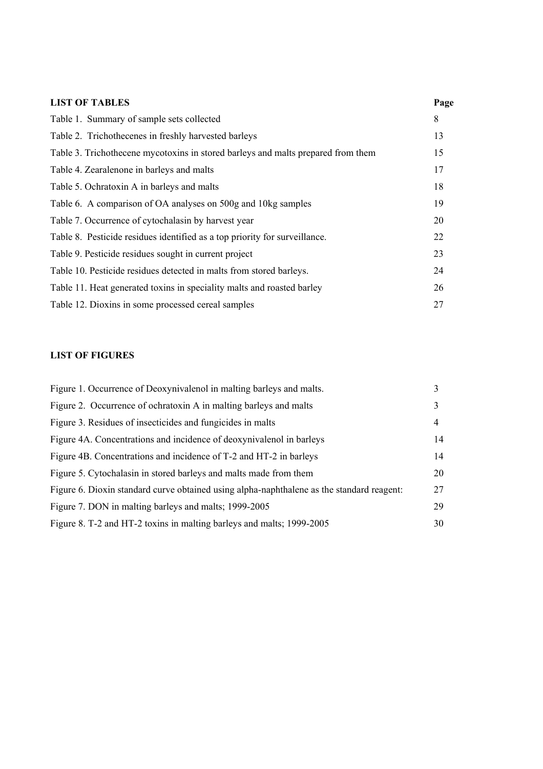## LIST OF TABLES

| | Page |
|---|---|
| Table 1. Summary of sample sets collected | 8 |
| Table 2. Trichothecenes in freshly harvested barleys | 13 |
| Table 3. Trichothecene mycotoxins in stored barleys and malts prepared from them | 15 |
| Table 4. Zearalenone in barleys and malts | 17 |
| Table 5. Ochratoxin A in barleys and malts | 18 |
| Table 6. A comparison of OA analyses on 500g and 10kg samples | 19 |
| Table 7. Occurrence of cytochalasin by harvest year | 20 |
| Table 8. Pesticide residues identified as a top priority for surveillance. | 22 |
| Table 9. Pesticide residues sought in current project | 23 |
| Table 10. Pesticide residues detected in malts from stored barleys. | 24 |
| Table 11. Heat generated toxins in speciality malts and roasted barley | 26 |
| Table 12. Dioxins in some processed cereal samples | 27 |

## LIST OF FIGURES

| | |
|---|---|
| Figure 1. Occurrence of Deoxynivalenol in malting barleys and malts. | 3 |
| Figure 2. Occurrence of ochratoxin A in malting barleys and malts | 3 |
| Figure 3. Residues of insecticides and fungicides in malts | 4 |
| Figure 4A. Concentrations and incidence of deoxynivalenol in barleys | 14 |
| Figure 4B. Concentrations and incidence of T-2 and HT-2 in barleys | 14 |
| Figure 5. Cytochalasin in stored barleys and malts made from them | 20 |
| Figure 6. Dioxin standard curve obtained using alpha-naphthalene as the standard reagent: | 27 |
| Figure 7. DON in malting barleys and malts; 1999-2005 | 29 |
| Figure 8. T-2 and HT-2 toxins in malting barleys and malts; 1999-2005 | 30 |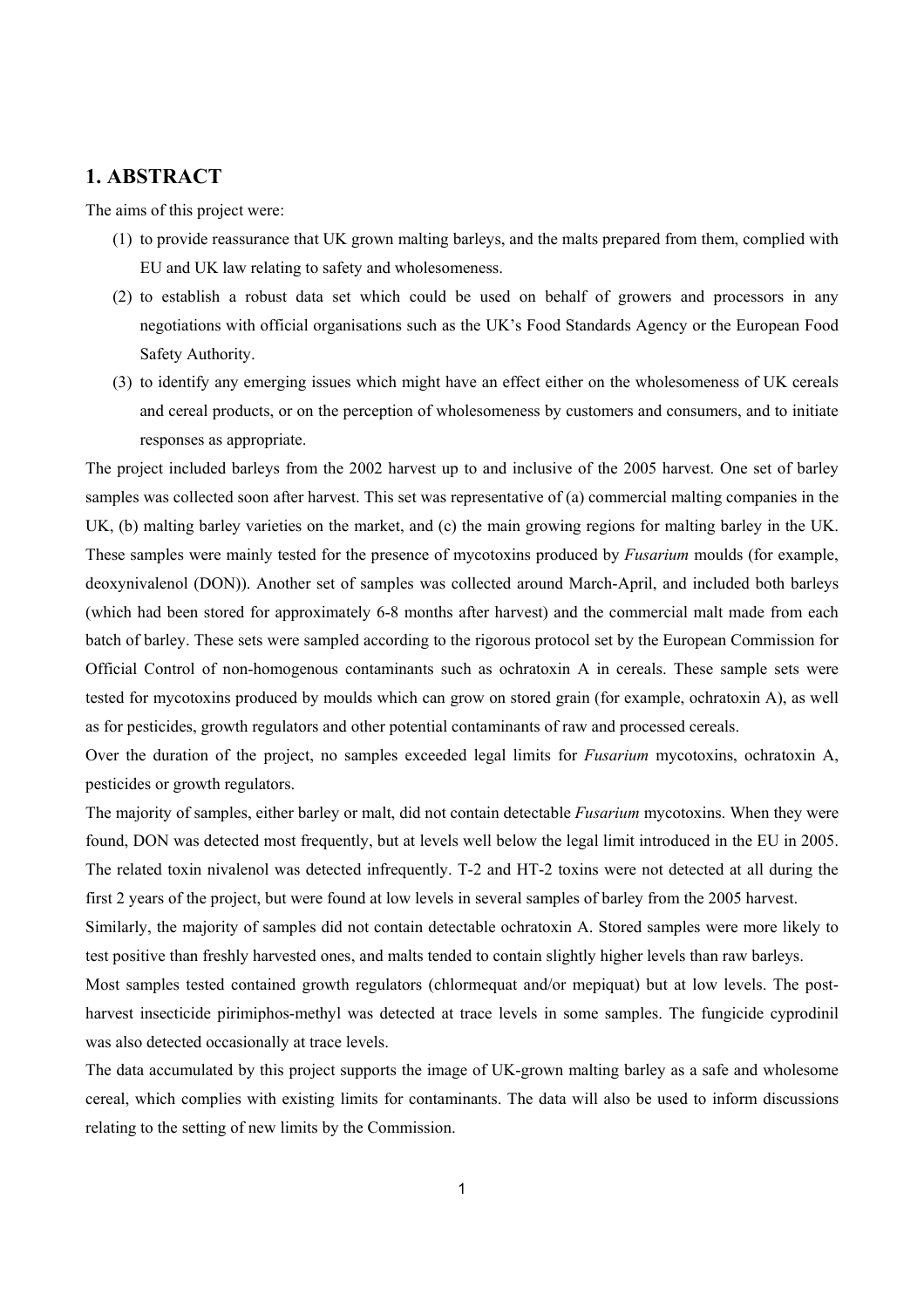## 1. ABSTRACT

The aims of this project were:

(1) to provide reassurance that UK grown malting barleys, and the malts prepared from them, complied with EU and UK law relating to safety and wholesomeness.

(2) to establish a robust data set which could be used on behalf of growers and processors in any negotiations with official organisations such as the UK's Food Standards Agency or the European Food Safety Authority.

(3) to identify any emerging issues which might have an effect either on the wholesomeness of UK cereals and cereal products, or on the perception of wholesomeness by customers and consumers, and to initiate responses as appropriate.

The project included barleys from the 2002 harvest up to and inclusive of the 2005 harvest. One set of barley samples was collected soon after harvest. This set was representative of (a) commercial malting companies in the UK, (b) malting barley varieties on the market, and (c) the main growing regions for malting barley in the UK. These samples were mainly tested for the presence of mycotoxins produced by *Fusarium* moulds (for example, deoxynivalenol (DON)). Another set of samples was collected around March-April, and included both barleys (which had been stored for approximately 6-8 months after harvest) and the commercial malt made from each batch of barley. These sets were sampled according to the rigorous protocol set by the European Commission for Official Control of non-homogenous contaminants such as ochratoxin A in cereals. These sample sets were tested for mycotoxins produced by moulds which can grow on stored grain (for example, ochratoxin A), as well as for pesticides, growth regulators and other potential contaminants of raw and processed cereals.

Over the duration of the project, no samples exceeded legal limits for *Fusarium* mycotoxins, ochratoxin A, pesticides or growth regulators.

The majority of samples, either barley or malt, did not contain detectable *Fusarium* mycotoxins. When they were found, DON was detected most frequently, but at levels well below the legal limit introduced in the EU in 2005. The related toxin nivalenol was detected infrequently. T-2 and HT-2 toxins were not detected at all during the first 2 years of the project, but were found at low levels in several samples of barley from the 2005 harvest.

Similarly, the majority of samples did not contain detectable ochratoxin A. Stored samples were more likely to test positive than freshly harvested ones, and malts tended to contain slightly higher levels than raw barleys.

Most samples tested contained growth regulators (chlormequat and/or mepiquat) but at low levels. The post-harvest insecticide pirimiphos-methyl was detected at trace levels in some samples. The fungicide cyprodinil was also detected occasionally at trace levels.

The data accumulated by this project supports the image of UK-grown malting barley as a safe and wholesome cereal, which complies with existing limits for contaminants. The data will also be used to inform discussions relating to the setting of new limits by the Commission.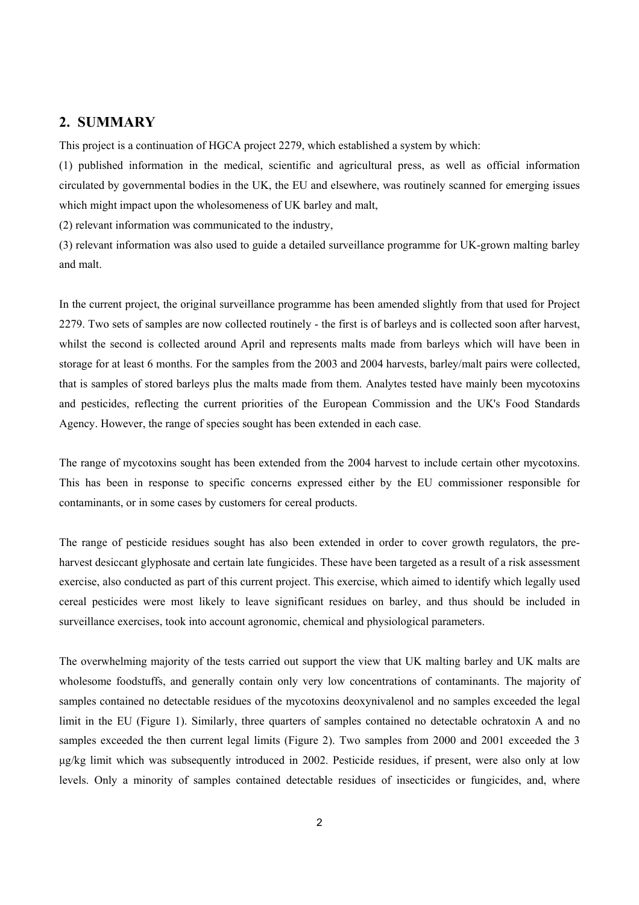## 2. SUMMARY

This project is a continuation of HGCA project 2279, which established a system by which:

(1) published information in the medical, scientific and agricultural press, as well as official information circulated by governmental bodies in the UK, the EU and elsewhere, was routinely scanned for emerging issues which might impact upon the wholesomeness of UK barley and malt,

(2) relevant information was communicated to the industry,

(3) relevant information was also used to guide a detailed surveillance programme for UK-grown malting barley and malt.

In the current project, the original surveillance programme has been amended slightly from that used for Project 2279. Two sets of samples are now collected routinely - the first is of barleys and is collected soon after harvest, whilst the second is collected around April and represents malts made from barleys which will have been in storage for at least 6 months. For the samples from the 2003 and 2004 harvests, barley/malt pairs were collected, that is samples of stored barleys plus the malts made from them. Analytes tested have mainly been mycotoxins and pesticides, reflecting the current priorities of the European Commission and the UK's Food Standards Agency. However, the range of species sought has been extended in each case.

The range of mycotoxins sought has been extended from the 2004 harvest to include certain other mycotoxins. This has been in response to specific concerns expressed either by the EU commissioner responsible for contaminants, or in some cases by customers for cereal products.

The range of pesticide residues sought has also been extended in order to cover growth regulators, the pre-harvest desiccant glyphosate and certain late fungicides. These have been targeted as a result of a risk assessment exercise, also conducted as part of this current project. This exercise, which aimed to identify which legally used cereal pesticides were most likely to leave significant residues on barley, and thus should be included in surveillance exercises, took into account agronomic, chemical and physiological parameters.

The overwhelming majority of the tests carried out support the view that UK malting barley and UK malts are wholesome foodstuffs, and generally contain only very low concentrations of contaminants. The majority of samples contained no detectable residues of the mycotoxins deoxynivalenol and no samples exceeded the legal limit in the EU (Figure 1). Similarly, three quarters of samples contained no detectable ochratoxin A and no samples exceeded the then current legal limits (Figure 2). Two samples from 2000 and 2001 exceeded the 3 μg/kg limit which was subsequently introduced in 2002. Pesticide residues, if present, were also only at low levels. Only a minority of samples contained detectable residues of insecticides or fungicides, and, where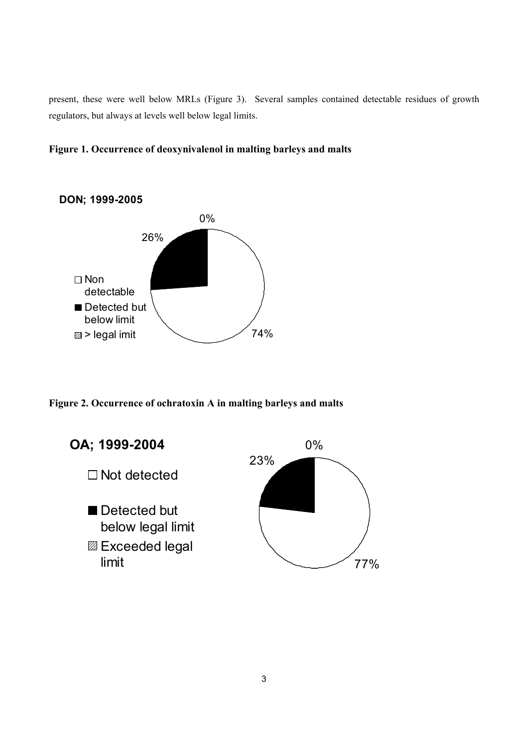present, these were well below MRLs (Figure 3). Several samples contained detectable residues of growth regulators, but always at levels well below legal limits.

**Figure 1. Occurrence of deoxynivalenol in malting barleys and malts**

**DON; 1999-2005**

- Non detectable: 74%
- Detected but below limit: 26%
- > legal imit: 0%

**Figure 2. Occurrence of ochratoxin A in malting barleys and malts**

**OA; 1999-2004**

- Not detected: 77%
- Detected but below legal limit: 23%
- Exceeded legal limit: 0%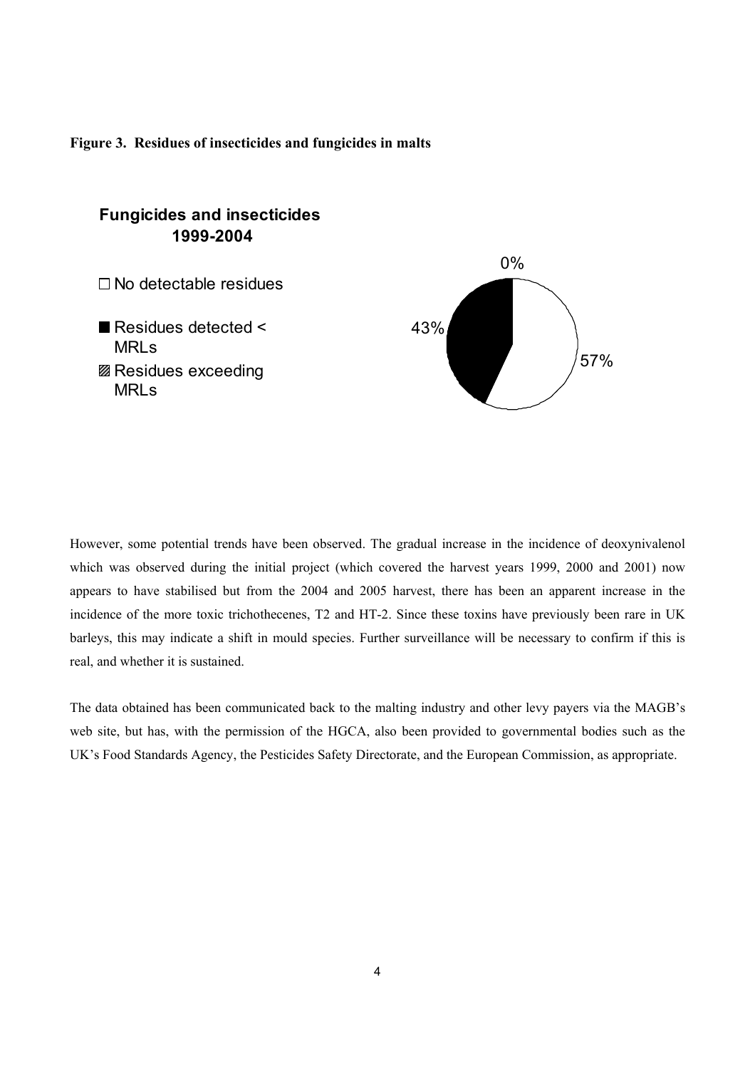**Figure 3. Residues of insecticides and fungicides in malts**

**Fungicides and insecticides 1999-2004**

- No detectable residues
- Residues detected < MRLs
- Residues exceeding MRLs

0%

43%

57%

However, some potential trends have been observed. The gradual increase in the incidence of deoxynivalenol which was observed during the initial project (which covered the harvest years 1999, 2000 and 2001) now appears to have stabilised but from the 2004 and 2005 harvest, there has been an apparent increase in the incidence of the more toxic trichothecenes, T2 and HT-2. Since these toxins have previously been rare in UK barleys, this may indicate a shift in mould species. Further surveillance will be necessary to confirm if this is real, and whether it is sustained.

The data obtained has been communicated back to the malting industry and other levy payers via the MAGB's web site, but has, with the permission of the HGCA, also been provided to governmental bodies such as the UK's Food Standards Agency, the Pesticides Safety Directorate, and the European Commission, as appropriate.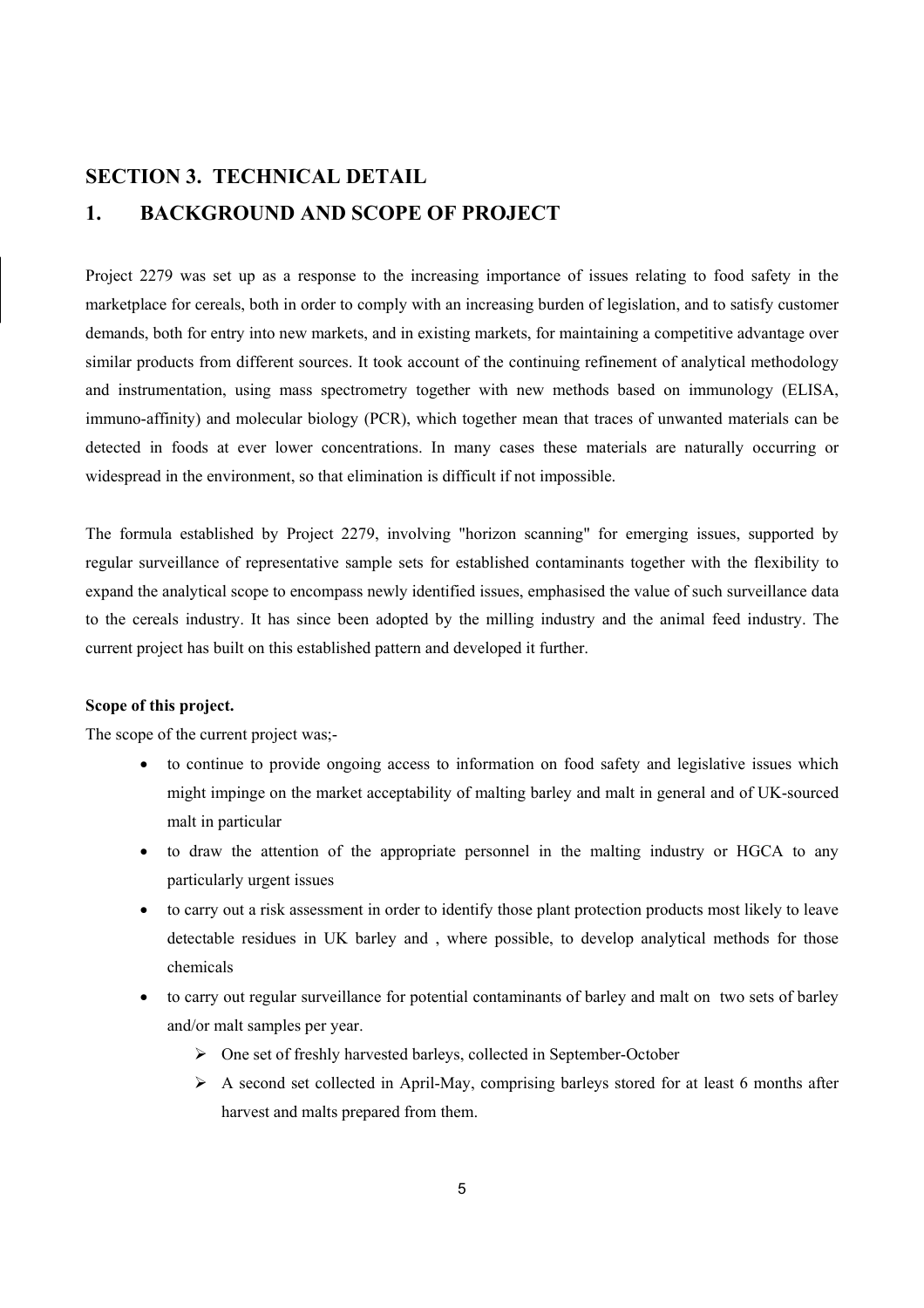# SECTION 3. TECHNICAL DETAIL

## 1. BACKGROUND AND SCOPE OF PROJECT

Project 2279 was set up as a response to the increasing importance of issues relating to food safety in the marketplace for cereals, both in order to comply with an increasing burden of legislation, and to satisfy customer demands, both for entry into new markets, and in existing markets, for maintaining a competitive advantage over similar products from different sources. It took account of the continuing refinement of analytical methodology and instrumentation, using mass spectrometry together with new methods based on immunology (ELISA, immuno-affinity) and molecular biology (PCR), which together mean that traces of unwanted materials can be detected in foods at ever lower concentrations. In many cases these materials are naturally occurring or widespread in the environment, so that elimination is difficult if not impossible.

The formula established by Project 2279, involving "horizon scanning" for emerging issues, supported by regular surveillance of representative sample sets for established contaminants together with the flexibility to expand the analytical scope to encompass newly identified issues, emphasised the value of such surveillance data to the cereals industry. It has since been adopted by the milling industry and the animal feed industry. The current project has built on this established pattern and developed it further.

**Scope of this project.**

The scope of the current project was;-

- to continue to provide ongoing access to information on food safety and legislative issues which might impinge on the market acceptability of malting barley and malt in general and of UK-sourced malt in particular
- to draw the attention of the appropriate personnel in the malting industry or HGCA to any particularly urgent issues
- to carry out a risk assessment in order to identify those plant protection products most likely to leave detectable residues in UK barley and , where possible, to develop analytical methods for those chemicals
- to carry out regular surveillance for potential contaminants of barley and malt on two sets of barley and/or malt samples per year.
  - One set of freshly harvested barleys, collected in September-October
  - A second set collected in April-May, comprising barleys stored for at least 6 months after harvest and malts prepared from them.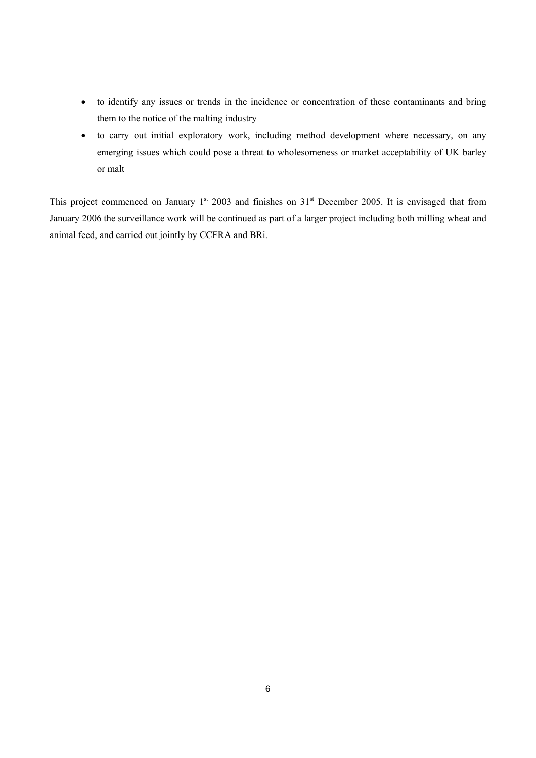- to identify any issues or trends in the incidence or concentration of these contaminants and bring them to the notice of the malting industry
- to carry out initial exploratory work, including method development where necessary, on any emerging issues which could pose a threat to wholesomeness or market acceptability of UK barley or malt

This project commenced on January 1st 2003 and finishes on 31st December 2005. It is envisaged that from January 2006 the surveillance work will be continued as part of a larger project including both milling wheat and animal feed, and carried out jointly by CCFRA and BRi.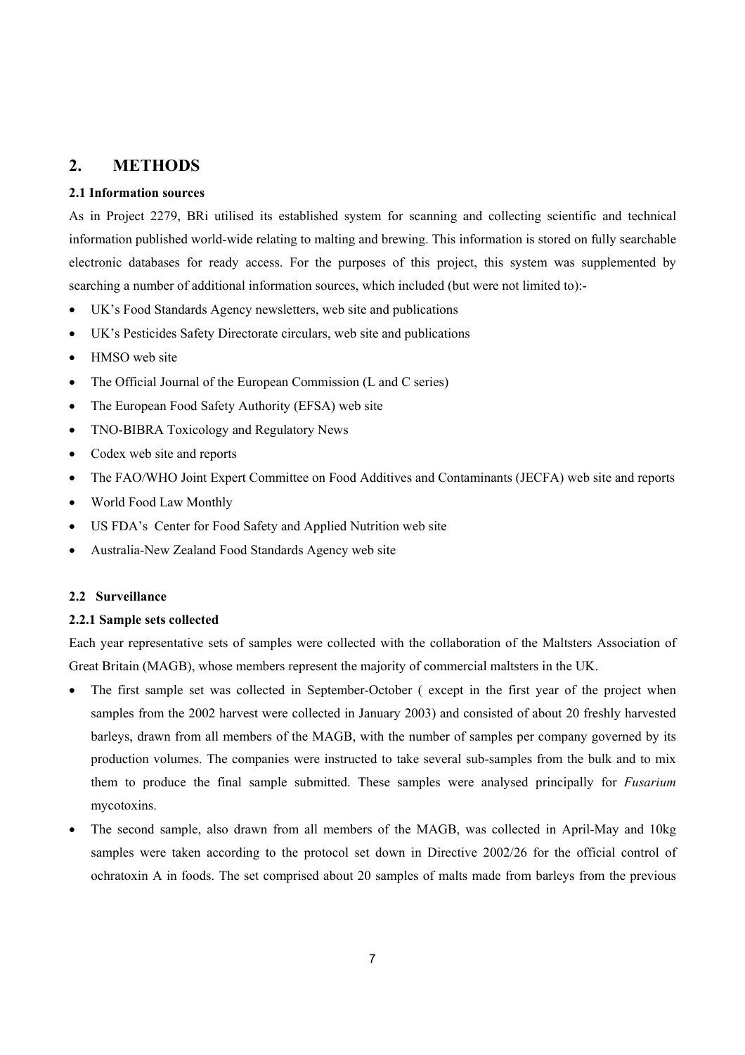## 2. METHODS

### 2.1 Information sources

As in Project 2279, BRi utilised its established system for scanning and collecting scientific and technical information published world-wide relating to malting and brewing. This information is stored on fully searchable electronic databases for ready access. For the purposes of this project, this system was supplemented by searching a number of additional information sources, which included (but were not limited to):-

- UK's Food Standards Agency newsletters, web site and publications
- UK's Pesticides Safety Directorate circulars, web site and publications
- HMSO web site
- The Official Journal of the European Commission (L and C series)
- The European Food Safety Authority (EFSA) web site
- TNO-BIBRA Toxicology and Regulatory News
- Codex web site and reports
- The FAO/WHO Joint Expert Committee on Food Additives and Contaminants (JECFA) web site and reports
- World Food Law Monthly
- US FDA's Center for Food Safety and Applied Nutrition web site
- Australia-New Zealand Food Standards Agency web site

### 2.2 Surveillance

#### 2.2.1 Sample sets collected

Each year representative sets of samples were collected with the collaboration of the Maltsters Association of Great Britain (MAGB), whose members represent the majority of commercial maltsters in the UK.

- The first sample set was collected in September-October ( except in the first year of the project when samples from the 2002 harvest were collected in January 2003) and consisted of about 20 freshly harvested barleys, drawn from all members of the MAGB, with the number of samples per company governed by its production volumes. The companies were instructed to take several sub-samples from the bulk and to mix them to produce the final sample submitted. These samples were analysed principally for *Fusarium* mycotoxins.
- The second sample, also drawn from all members of the MAGB, was collected in April-May and 10kg samples were taken according to the protocol set down in Directive 2002/26 for the official control of ochratoxin A in foods. The set comprised about 20 samples of malts made from barleys from the previous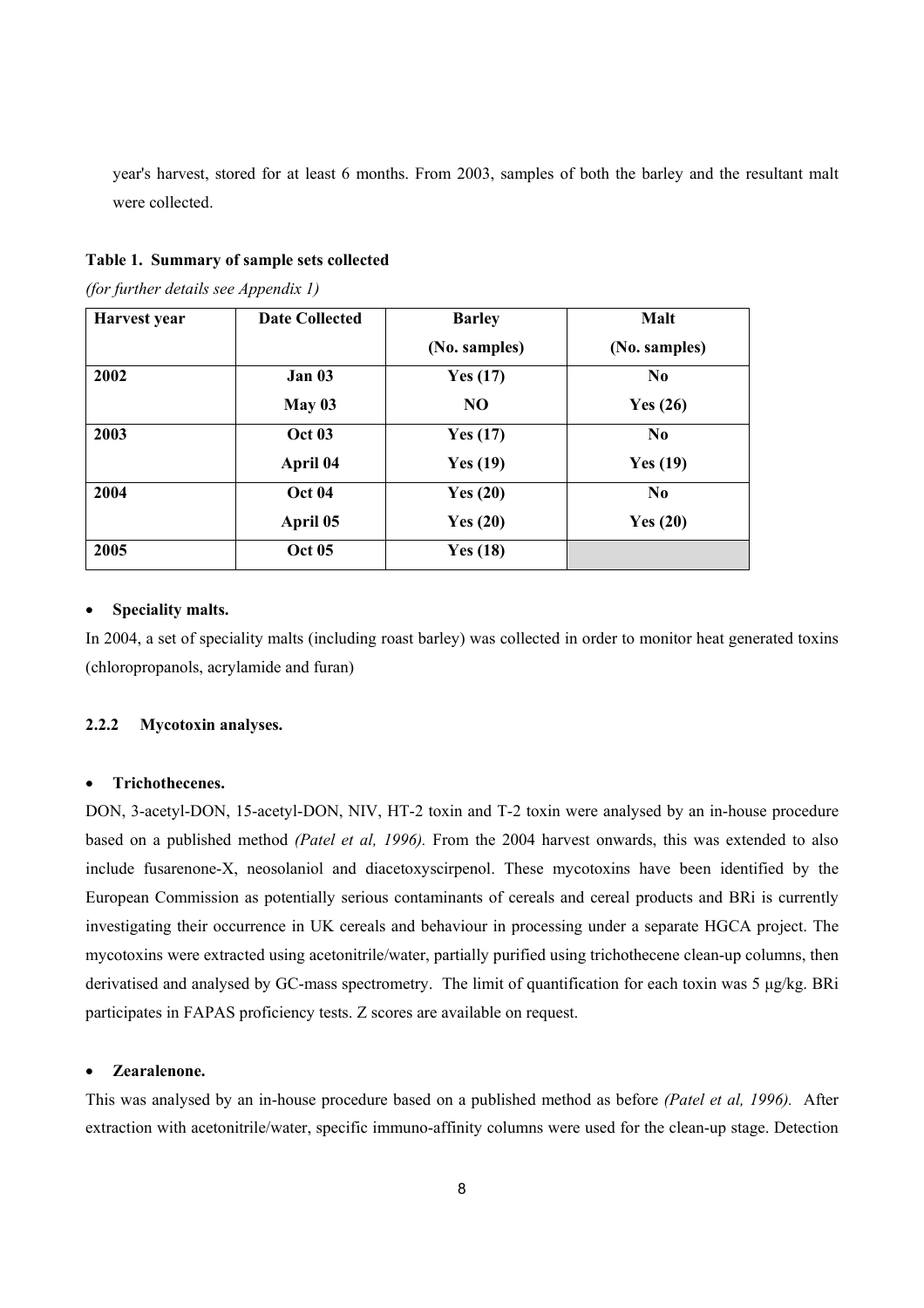year's harvest, stored for at least 6 months. From 2003, samples of both the barley and the resultant malt were collected.

**Table 1. Summary of sample sets collected**

*(for further details see Appendix 1)*

| Harvest year | Date Collected | Barley (No. samples) | Malt (No. samples) |
|---|---|---|---|
| **2002** | **Jan 03** | **Yes (17)** | **No** |
| | **May 03** | **NO** | **Yes (26)** |
| **2003** | **Oct 03** | **Yes (17)** | **No** |
| | **April 04** | **Yes (19)** | **Yes (19)** |
| **2004** | **Oct 04** | **Yes (20)** | **No** |
| | **April 05** | **Yes (20)** | **Yes (20)** |
| **2005** | **Oct 05** | **Yes (18)** | |

- **Speciality malts.**

In 2004, a set of speciality malts (including roast barley) was collected in order to monitor heat generated toxins (chloropropanols, acrylamide and furan)

### 2.2.2 Mycotoxin analyses.

- **Trichothecenes.**

DON, 3-acetyl-DON, 15-acetyl-DON, NIV, HT-2 toxin and T-2 toxin were analysed by an in-house procedure based on a published method *(Patel et al, 1996).* From the 2004 harvest onwards, this was extended to also include fusarenone-X, neosolaniol and diacetoxyscirpenol. These mycotoxins have been identified by the European Commission as potentially serious contaminants of cereals and cereal products and BRi is currently investigating their occurrence in UK cereals and behaviour in processing under a separate HGCA project. The mycotoxins were extracted using acetonitrile/water, partially purified using trichothecene clean-up columns, then derivatised and analysed by GC-mass spectrometry. The limit of quantification for each toxin was 5 µg/kg. BRi participates in FAPAS proficiency tests. Z scores are available on request.

- **Zearalenone.**

This was analysed by an in-house procedure based on a published method as before *(Patel et al, 1996).* After extraction with acetonitrile/water, specific immuno-affinity columns were used for the clean-up stage. Detection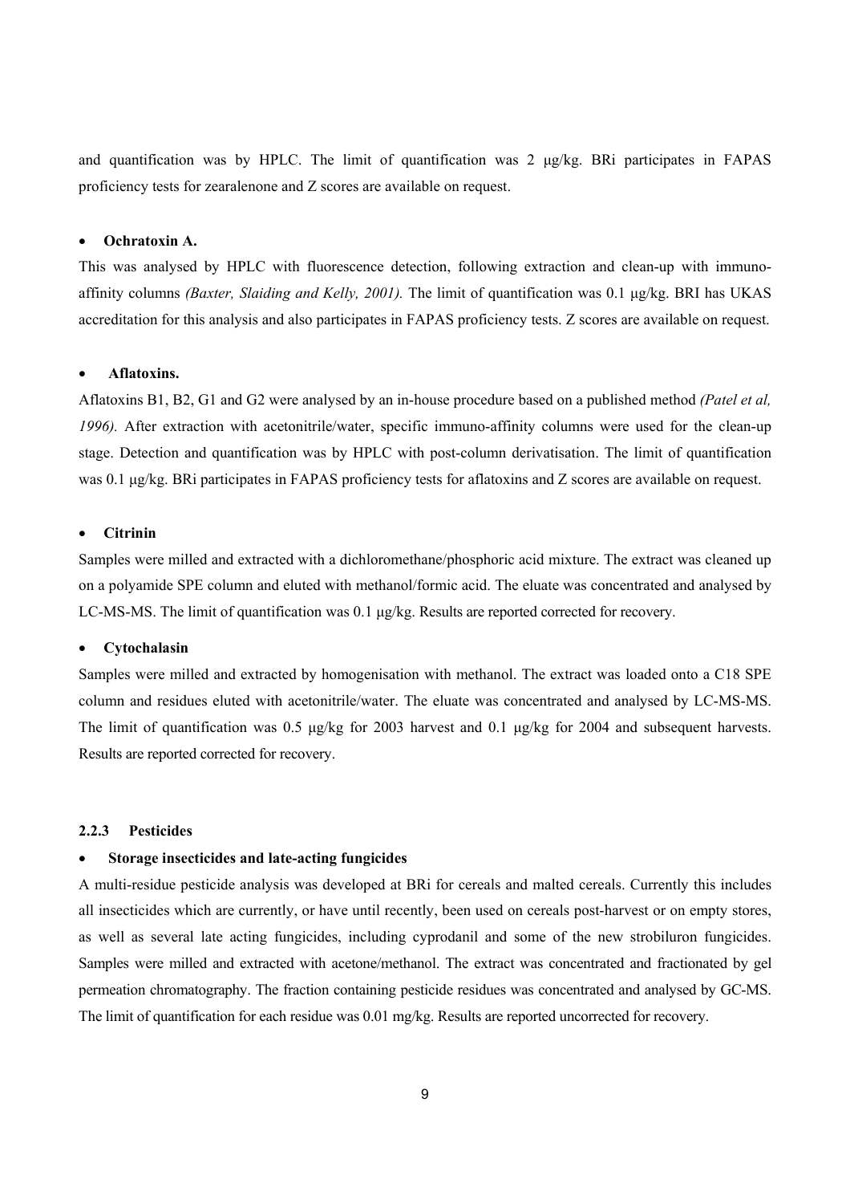and quantification was by HPLC. The limit of quantification was 2 µg/kg. BRi participates in FAPAS proficiency tests for zearalenone and Z scores are available on request.

- **Ochratoxin A.**

This was analysed by HPLC with fluorescence detection, following extraction and clean-up with immuno-affinity columns *(Baxter, Slaiding and Kelly, 2001).* The limit of quantification was 0.1 µg/kg. BRI has UKAS accreditation for this analysis and also participates in FAPAS proficiency tests. Z scores are available on request.

- **Aflatoxins.**

Aflatoxins B1, B2, G1 and G2 were analysed by an in-house procedure based on a published method *(Patel et al, 1996).* After extraction with acetonitrile/water, specific immuno-affinity columns were used for the clean-up stage. Detection and quantification was by HPLC with post-column derivatisation. The limit of quantification was 0.1 µg/kg. BRi participates in FAPAS proficiency tests for aflatoxins and Z scores are available on request.

- **Citrinin**

Samples were milled and extracted with a dichloromethane/phosphoric acid mixture. The extract was cleaned up on a polyamide SPE column and eluted with methanol/formic acid. The eluate was concentrated and analysed by LC-MS-MS. The limit of quantification was 0.1 µg/kg. Results are reported corrected for recovery.

- **Cytochalasin**

Samples were milled and extracted by homogenisation with methanol. The extract was loaded onto a C18 SPE column and residues eluted with acetonitrile/water. The eluate was concentrated and analysed by LC-MS-MS. The limit of quantification was 0.5 µg/kg for 2003 harvest and 0.1 µg/kg for 2004 and subsequent harvests. Results are reported corrected for recovery.

### 2.2.3 Pesticides

- **Storage insecticides and late-acting fungicides**

A multi-residue pesticide analysis was developed at BRi for cereals and malted cereals. Currently this includes all insecticides which are currently, or have until recently, been used on cereals post-harvest or on empty stores, as well as several late acting fungicides, including cyprodanil and some of the new strobiluron fungicides. Samples were milled and extracted with acetone/methanol. The extract was concentrated and fractionated by gel permeation chromatography. The fraction containing pesticide residues was concentrated and analysed by GC-MS. The limit of quantification for each residue was 0.01 mg/kg. Results are reported uncorrected for recovery.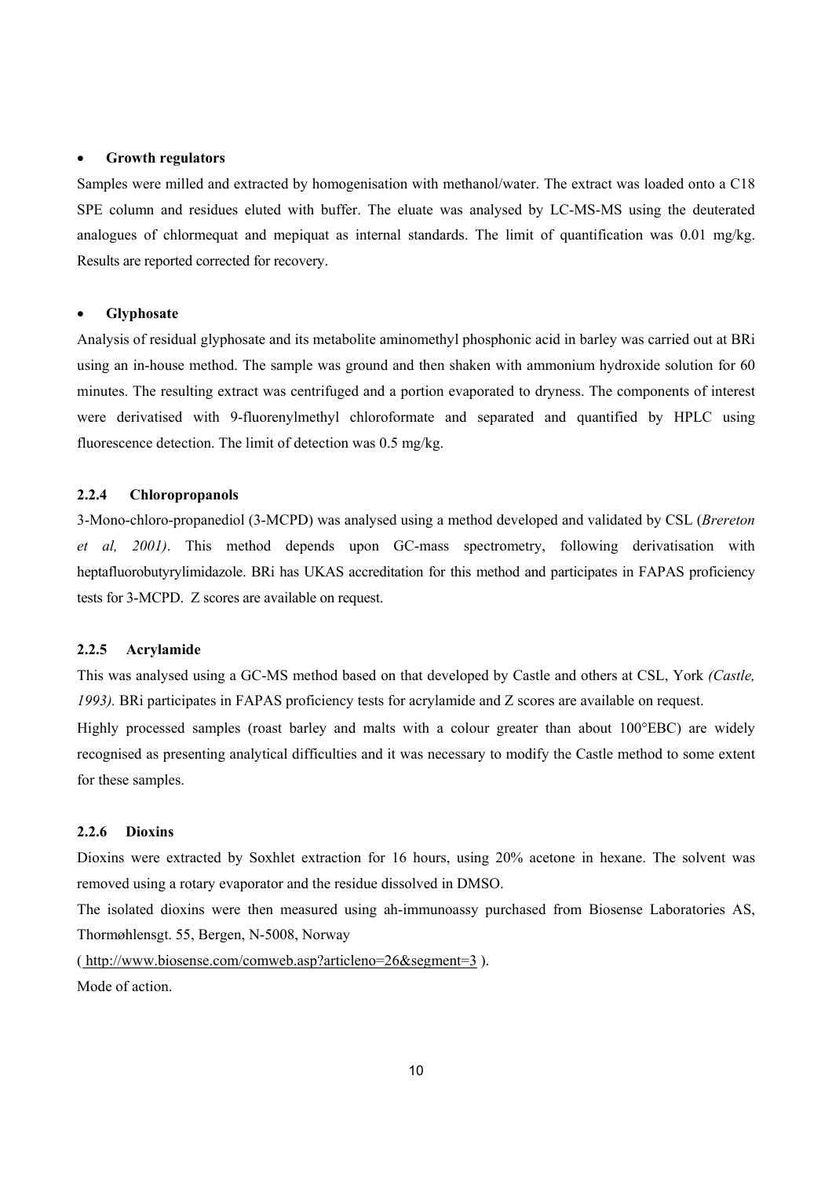- **Growth regulators**

Samples were milled and extracted by homogenisation with methanol/water. The extract was loaded onto a C18 SPE column and residues eluted with buffer. The eluate was analysed by LC-MS-MS using the deuterated analogues of chlormequat and mepiquat as internal standards. The limit of quantification was 0.01 mg/kg. Results are reported corrected for recovery.

- **Glyphosate**

Analysis of residual glyphosate and its metabolite aminomethyl phosphonic acid in barley was carried out at BRi using an in-house method. The sample was ground and then shaken with ammonium hydroxide solution for 60 minutes. The resulting extract was centrifuged and a portion evaporated to dryness. The components of interest were derivatised with 9-fluorenylmethyl chloroformate and separated and quantified by HPLC using fluorescence detection. The limit of detection was 0.5 mg/kg.

### 2.2.4 Chloropropanols

3-Mono-chloro-propanediol (3-MCPD) was analysed using a method developed and validated by CSL (*Brereton et al, 2001)*. This method depends upon GC-mass spectrometry, following derivatisation with heptafluorobutyrylimidazole. BRi has UKAS accreditation for this method and participates in FAPAS proficiency tests for 3-MCPD. Z scores are available on request.

### 2.2.5 Acrylamide

This was analysed using a GC-MS method based on that developed by Castle and others at CSL, York *(Castle, 1993).* BRi participates in FAPAS proficiency tests for acrylamide and Z scores are available on request.

Highly processed samples (roast barley and malts with a colour greater than about 100°EBC) are widely recognised as presenting analytical difficulties and it was necessary to modify the Castle method to some extent for these samples.

### 2.2.6 Dioxins

Dioxins were extracted by Soxhlet extraction for 16 hours, using 20% acetone in hexane. The solvent was removed using a rotary evaporator and the residue dissolved in DMSO.

The isolated dioxins were then measured using ah-immunoassy purchased from Biosense Laboratories AS, Thormøhlensgt. 55, Bergen, N-5008, Norway

( http://www.biosense.com/comweb.asp?articleno=26&segment=3 ).

Mode of action.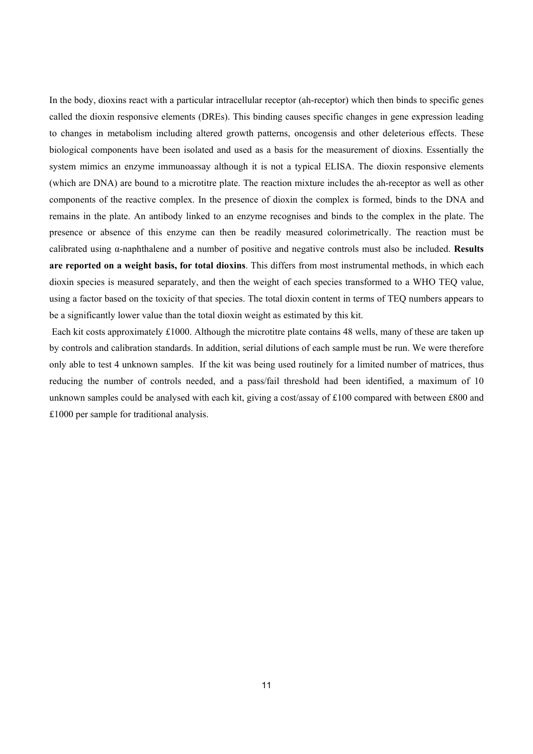In the body, dioxins react with a particular intracellular receptor (ah-receptor) which then binds to specific genes called the dioxin responsive elements (DREs). This binding causes specific changes in gene expression leading to changes in metabolism including altered growth patterns, oncogensis and other deleterious effects. These biological components have been isolated and used as a basis for the measurement of dioxins. Essentially the system mimics an enzyme immunoassay although it is not a typical ELISA. The dioxin responsive elements (which are DNA) are bound to a microtitre plate. The reaction mixture includes the ah-receptor as well as other components of the reactive complex. In the presence of dioxin the complex is formed, binds to the DNA and remains in the plate. An antibody linked to an enzyme recognises and binds to the complex in the plate. The presence or absence of this enzyme can then be readily measured colorimetrically. The reaction must be calibrated using α-naphthalene and a number of positive and negative controls must also be included. **Results are reported on a weight basis, for total dioxins**. This differs from most instrumental methods, in which each dioxin species is measured separately, and then the weight of each species transformed to a WHO TEQ value, using a factor based on the toxicity of that species. The total dioxin content in terms of TEQ numbers appears to be a significantly lower value than the total dioxin weight as estimated by this kit.

Each kit costs approximately £1000. Although the microtitre plate contains 48 wells, many of these are taken up by controls and calibration standards. In addition, serial dilutions of each sample must be run. We were therefore only able to test 4 unknown samples. If the kit was being used routinely for a limited number of matrices, thus reducing the number of controls needed, and a pass/fail threshold had been identified, a maximum of 10 unknown samples could be analysed with each kit, giving a cost/assay of £100 compared with between £800 and £1000 per sample for traditional analysis.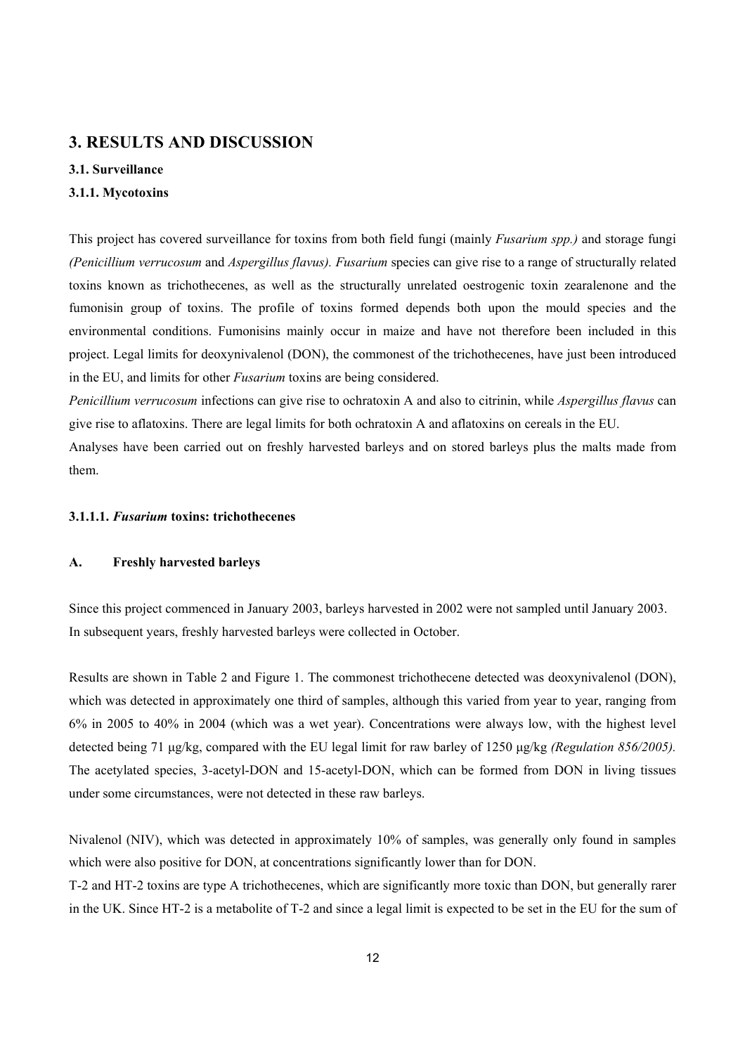# 3. RESULTS AND DISCUSSION

### 3.1. Surveillance

#### 3.1.1. Mycotoxins

This project has covered surveillance for toxins from both field fungi (mainly *Fusarium spp.)* and storage fungi *(Penicillium verrucosum* and *Aspergillus flavus). Fusarium* species can give rise to a range of structurally related toxins known as trichothecenes, as well as the structurally unrelated oestrogenic toxin zearalenone and the fumonisin group of toxins. The profile of toxins formed depends both upon the mould species and the environmental conditions. Fumonisins mainly occur in maize and have not therefore been included in this project. Legal limits for deoxynivalenol (DON), the commonest of the trichothecenes, have just been introduced in the EU, and limits for other *Fusarium* toxins are being considered.

*Penicillium verrucosum* infections can give rise to ochratoxin A and also to citrinin, while *Aspergillus flavus* can give rise to aflatoxins. There are legal limits for both ochratoxin A and aflatoxins on cereals in the EU.

Analyses have been carried out on freshly harvested barleys and on stored barleys plus the malts made from them.

##### 3.1.1.1. *Fusarium* toxins: trichothecenes

**A. Freshly harvested barleys**

Since this project commenced in January 2003, barleys harvested in 2002 were not sampled until January 2003. In subsequent years, freshly harvested barleys were collected in October.

Results are shown in Table 2 and Figure 1. The commonest trichothecene detected was deoxynivalenol (DON), which was detected in approximately one third of samples, although this varied from year to year, ranging from 6% in 2005 to 40% in 2004 (which was a wet year). Concentrations were always low, with the highest level detected being 71 µg/kg, compared with the EU legal limit for raw barley of 1250 µg/kg *(Regulation 856/2005).* The acetylated species, 3-acetyl-DON and 15-acetyl-DON, which can be formed from DON in living tissues under some circumstances, were not detected in these raw barleys.

Nivalenol (NIV), which was detected in approximately 10% of samples, was generally only found in samples which were also positive for DON, at concentrations significantly lower than for DON.

T-2 and HT-2 toxins are type A trichothecenes, which are significantly more toxic than DON, but generally rarer in the UK. Since HT-2 is a metabolite of T-2 and since a legal limit is expected to be set in the EU for the sum of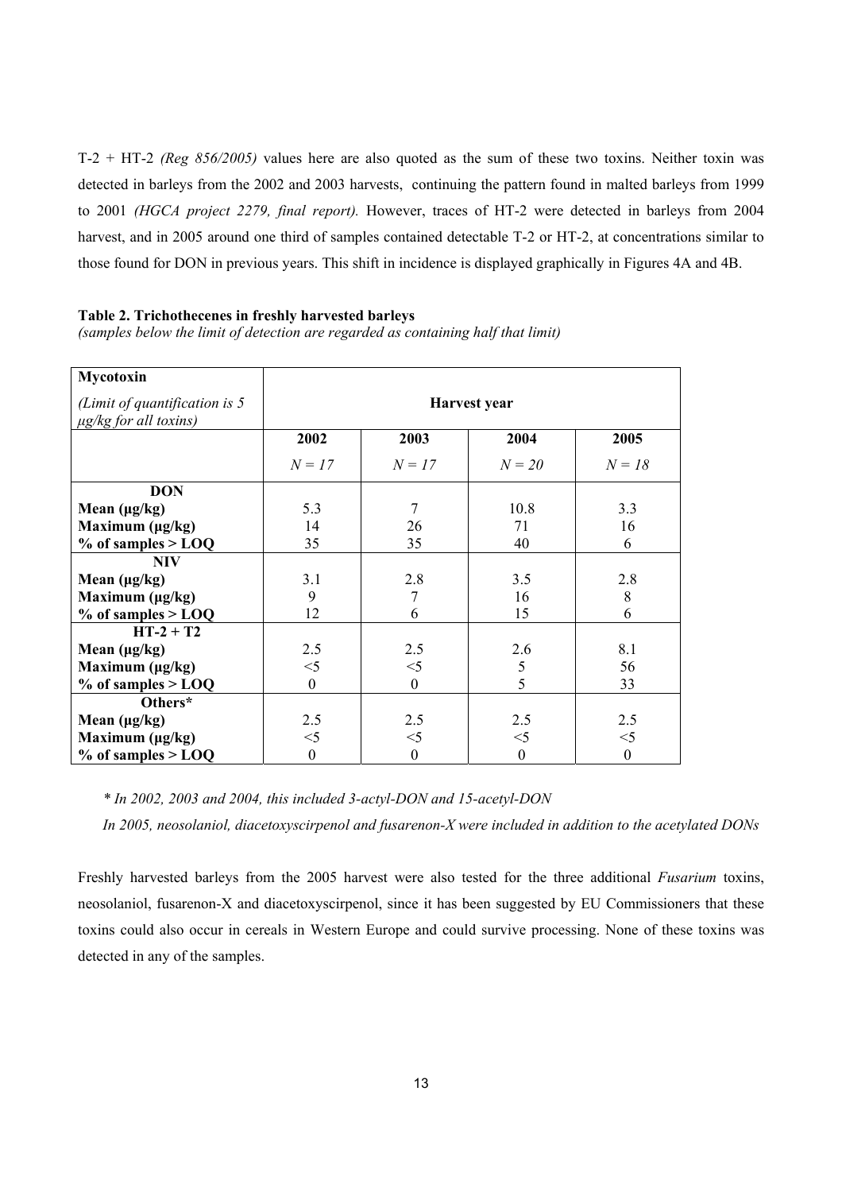T-2 + HT-2 *(Reg 856/2005)* values here are also quoted as the sum of these two toxins. Neither toxin was detected in barleys from the 2002 and 2003 harvests, continuing the pattern found in malted barleys from 1999 to 2001 *(HGCA project 2279, final report).* However, traces of HT-2 were detected in barleys from 2004 harvest, and in 2005 around one third of samples contained detectable T-2 or HT-2, at concentrations similar to those found for DON in previous years. This shift in incidence is displayed graphically in Figures 4A and 4B.

**Table 2. Trichothecenes in freshly harvested barleys**
*(samples below the limit of detection are regarded as containing half that limit)*

| **Mycotoxin** *(Limit of quantification is 5 µg/kg for all toxins)* | **Harvest year** | | | |
|---|---|---|---|---|
| | **2002** *N = 17* | **2003** *N = 17* | **2004** *N = 20* | **2005** *N = 18* |
| **DON** | | | | |
| **Mean (µg/kg)** | 5.3 | 7 | 10.8 | 3.3 |
| **Maximum (µg/kg)** | 14 | 26 | 71 | 16 |
| **% of samples > LOQ** | 35 | 35 | 40 | 6 |
| **NIV** | | | | |
| **Mean (µg/kg)** | 3.1 | 2.8 | 3.5 | 2.8 |
| **Maximum (µg/kg)** | 9 | 7 | 16 | 8 |
| **% of samples > LOQ** | 12 | 6 | 15 | 6 |
| **HT-2 + T2** | | | | |
| **Mean (µg/kg)** | 2.5 | 2.5 | 2.6 | 8.1 |
| **Maximum (µg/kg)** | <5 | <5 | 5 | 56 |
| **% of samples > LOQ** | 0 | 0 | 5 | 33 |
| **Others*** | | | | |
| **Mean (µg/kg)** | 2.5 | 2.5 | 2.5 | 2.5 |
| **Maximum (µg/kg)** | <5 | <5 | <5 | <5 |
| **% of samples > LOQ** | 0 | 0 | 0 | 0 |

*\* In 2002, 2003 and 2004, this included 3-actyl-DON and 15-acetyl-DON*

*In 2005, neosolaniol, diacetoxyscirpenol and fusarenon-X were included in addition to the acetylated DONs*

Freshly harvested barleys from the 2005 harvest were also tested for the three additional *Fusarium* toxins, neosolaniol, fusarenon-X and diacetoxyscirpenol, since it has been suggested by EU Commissioners that these toxins could also occur in cereals in Western Europe and could survive processing. None of these toxins was detected in any of the samples.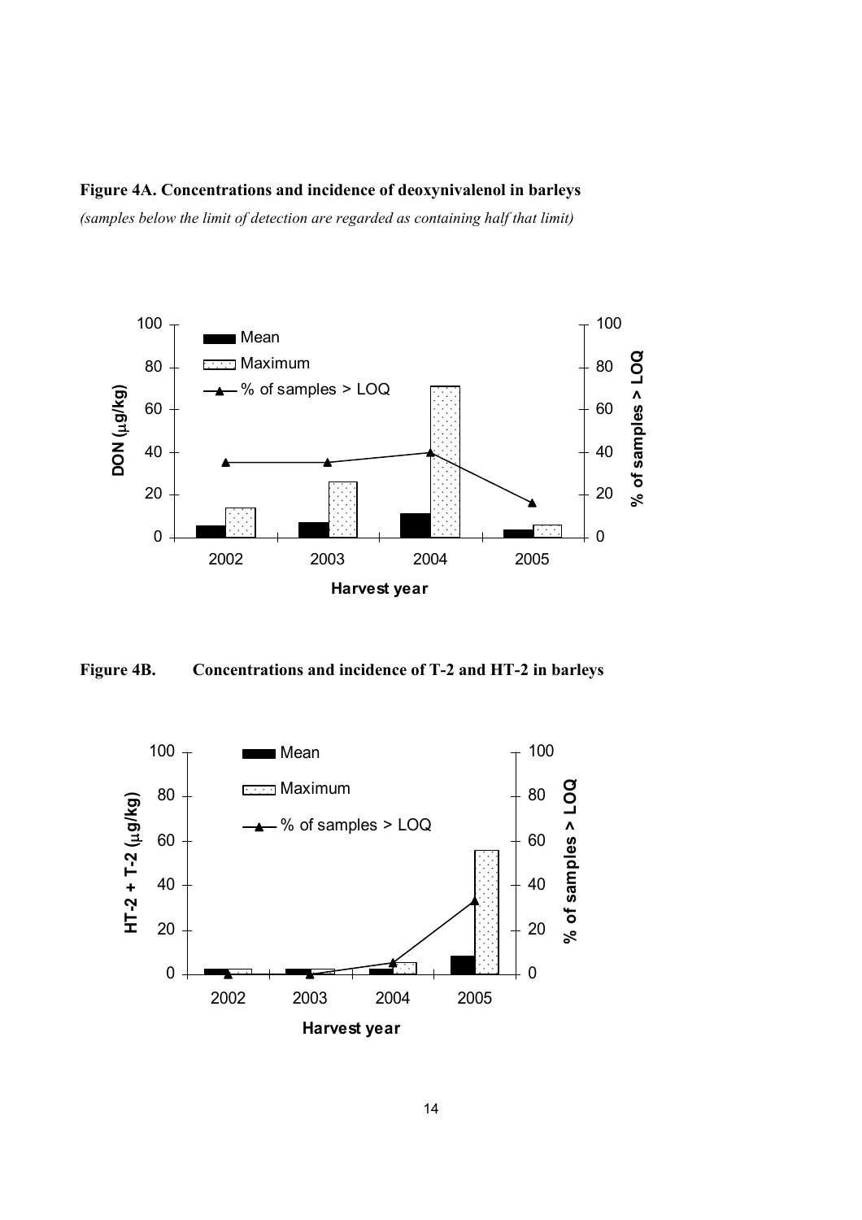**Figure 4A. Concentrations and incidence of deoxynivalenol in barleys**

*(samples below the limit of detection are regarded as containing half that limit)*

**Figure 4B. Concentrations and incidence of T-2 and HT-2 in barleys**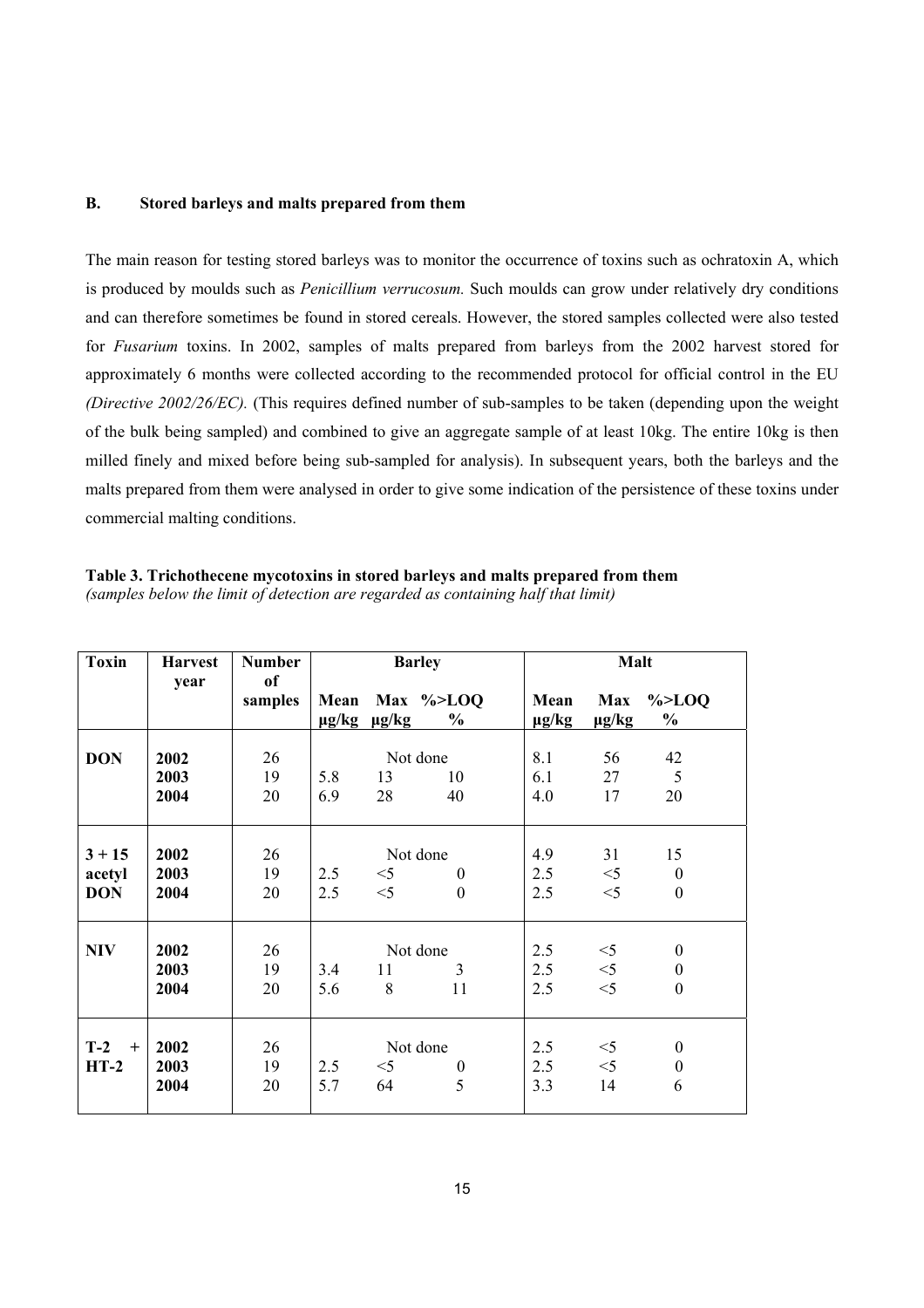## B. Stored barleys and malts prepared from them

The main reason for testing stored barleys was to monitor the occurrence of toxins such as ochratoxin A, which is produced by moulds such as *Penicillium verrucosum.* Such moulds can grow under relatively dry conditions and can therefore sometimes be found in stored cereals. However, the stored samples collected were also tested for *Fusarium* toxins. In 2002, samples of malts prepared from barleys from the 2002 harvest stored for approximately 6 months were collected according to the recommended protocol for official control in the EU *(Directive 2002/26/EC).* (This requires defined number of sub-samples to be taken (depending upon the weight of the bulk being sampled) and combined to give an aggregate sample of at least 10kg. The entire 10kg is then milled finely and mixed before being sub-sampled for analysis). In subsequent years, both the barleys and the malts prepared from them were analysed in order to give some indication of the persistence of these toxins under commercial malting conditions.

**Table 3. Trichothecene mycotoxins in stored barleys and malts prepared from them**
*(samples below the limit of detection are regarded as containing half that limit)*

| Toxin | Harvest year | Number of samples | Barley | | | Malt | | |
|---|---|---|---|---|---|---|---|---|
| | | | Mean µg/kg | Max µg/kg | %>LOQ % | Mean µg/kg | Max µg/kg | %>LOQ % |
| **DON** | **2002** | 26 | Not done | | | 8.1 | 56 | 42 |
| | **2003** | 19 | 5.8 | 13 | 10 | 6.1 | 27 | 5 |
| | **2004** | 20 | 6.9 | 28 | 40 | 4.0 | 17 | 20 |
| **3 + 15 acetyl DON** | **2002** | 26 | Not done | | | 4.9 | 31 | 15 |
| | **2003** | 19 | 2.5 | <5 | 0 | 2.5 | <5 | 0 |
| | **2004** | 20 | 2.5 | <5 | 0 | 2.5 | <5 | 0 |
| **NIV** | **2002** | 26 | Not done | | | 2.5 | <5 | 0 |
| | **2003** | 19 | 3.4 | 11 | 3 | 2.5 | <5 | 0 |
| | **2004** | 20 | 5.6 | 8 | 11 | 2.5 | <5 | 0 |
| **T-2 + HT-2** | **2002** | 26 | Not done | | | 2.5 | <5 | 0 |
| | **2003** | 19 | 2.5 | <5 | 0 | 2.5 | <5 | 0 |
| | **2004** | 20 | 5.7 | 64 | 5 | 3.3 | 14 | 6 |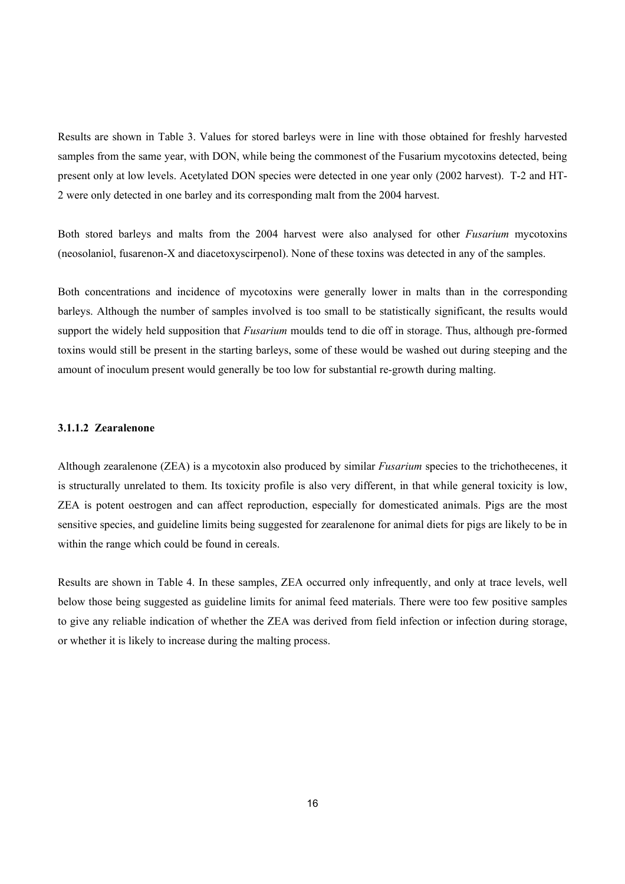Results are shown in Table 3. Values for stored barleys were in line with those obtained for freshly harvested samples from the same year, with DON, while being the commonest of the Fusarium mycotoxins detected, being present only at low levels. Acetylated DON species were detected in one year only (2002 harvest). T-2 and HT-2 were only detected in one barley and its corresponding malt from the 2004 harvest.

Both stored barleys and malts from the 2004 harvest were also analysed for other *Fusarium* mycotoxins (neosolaniol, fusarenon-X and diacetoxyscirpenol). None of these toxins was detected in any of the samples.

Both concentrations and incidence of mycotoxins were generally lower in malts than in the corresponding barleys. Although the number of samples involved is too small to be statistically significant, the results would support the widely held supposition that *Fusarium* moulds tend to die off in storage. Thus, although pre-formed toxins would still be present in the starting barleys, some of these would be washed out during steeping and the amount of inoculum present would generally be too low for substantial re-growth during malting.

#### 3.1.1.2 Zearalenone

Although zearalenone (ZEA) is a mycotoxin also produced by similar *Fusarium* species to the trichothecenes, it is structurally unrelated to them. Its toxicity profile is also very different, in that while general toxicity is low, ZEA is potent oestrogen and can affect reproduction, especially for domesticated animals. Pigs are the most sensitive species, and guideline limits being suggested for zearalenone for animal diets for pigs are likely to be in within the range which could be found in cereals.

Results are shown in Table 4. In these samples, ZEA occurred only infrequently, and only at trace levels, well below those being suggested as guideline limits for animal feed materials. There were too few positive samples to give any reliable indication of whether the ZEA was derived from field infection or infection during storage, or whether it is likely to increase during the malting process.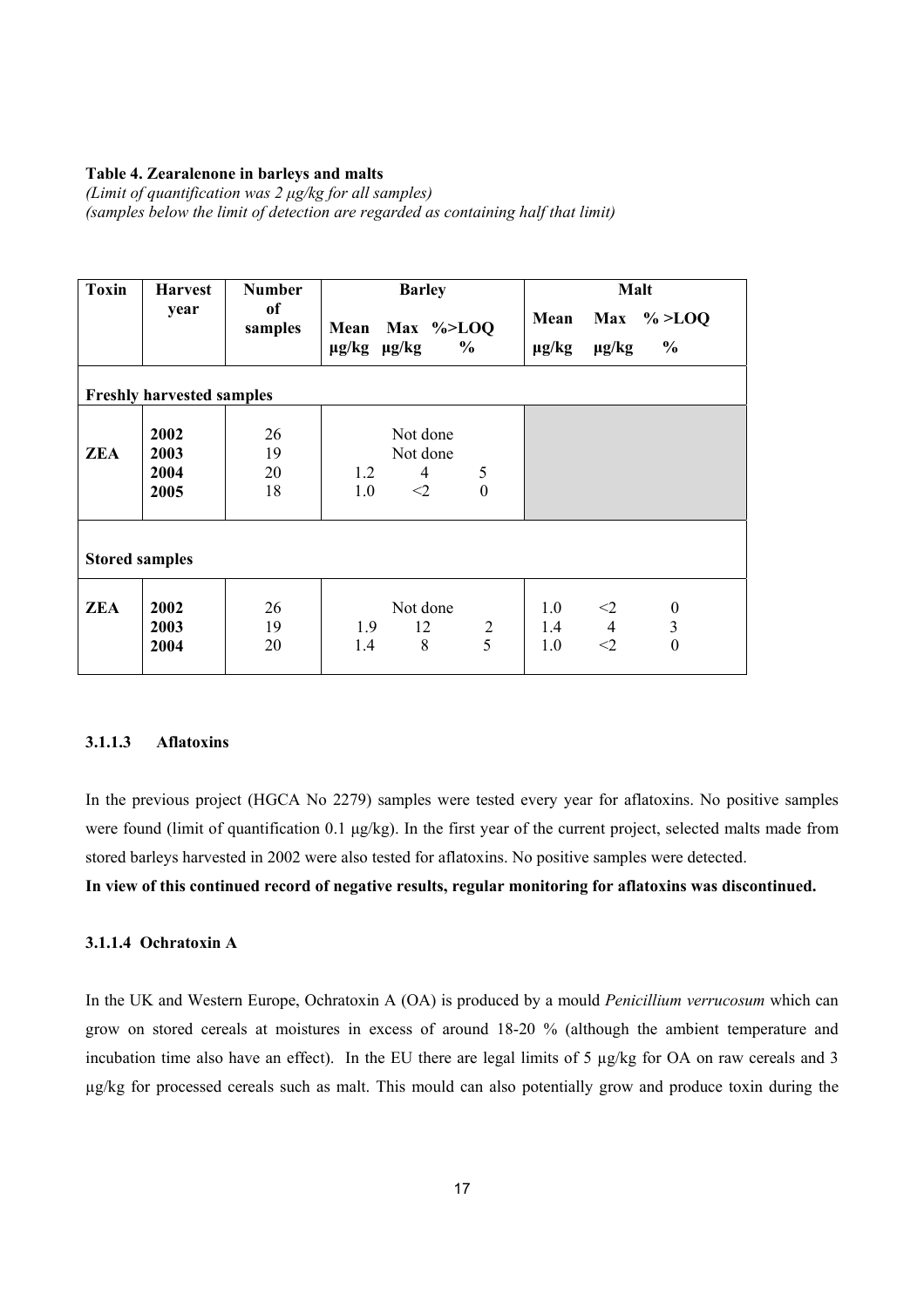**Table 4. Zearalenone in barleys and malts**

*(Limit of quantification was 2 µg/kg for all samples)*
*(samples below the limit of detection are regarded as containing half that limit)*

| Toxin | Harvest year | Number of samples | Barley | | | Malt | | |
|---|---|---|---|---|---|---|---|---|
| | | | Mean µg/kg | Max µg/kg | %>LOQ % | Mean µg/kg | Max µg/kg | % >LOQ % |
| **Freshly harvested samples** | | | | | | | | |
| **ZEA** | **2002** | 26 | | Not done | | | | |
| | **2003** | 19 | | Not done | | | | |
| | **2004** | 20 | 1.2 | 4 | 5 | | | |
| | **2005** | 18 | 1.0 | <2 | 0 | | | |
| **Stored samples** | | | | | | | | |
| **ZEA** | **2002** | 26 | | Not done | | 1.0 | <2 | 0 |
| | **2003** | 19 | 1.9 | 12 | 2 | 1.4 | 4 | 3 |
| | **2004** | 20 | 1.4 | 8 | 5 | 1.0 | <2 | 0 |

#### 3.1.1.3 Aflatoxins

In the previous project (HGCA No 2279) samples were tested every year for aflatoxins. No positive samples were found (limit of quantification 0.1 µg/kg). In the first year of the current project, selected malts made from stored barleys harvested in 2002 were also tested for aflatoxins. No positive samples were detected.

**In view of this continued record of negative results, regular monitoring for aflatoxins was discontinued.**

#### 3.1.1.4 Ochratoxin A

In the UK and Western Europe, Ochratoxin A (OA) is produced by a mould *Penicillium verrucosum* which can grow on stored cereals at moistures in excess of around 18-20 % (although the ambient temperature and incubation time also have an effect). In the EU there are legal limits of 5 µg/kg for OA on raw cereals and 3 µg/kg for processed cereals such as malt. This mould can also potentially grow and produce toxin during the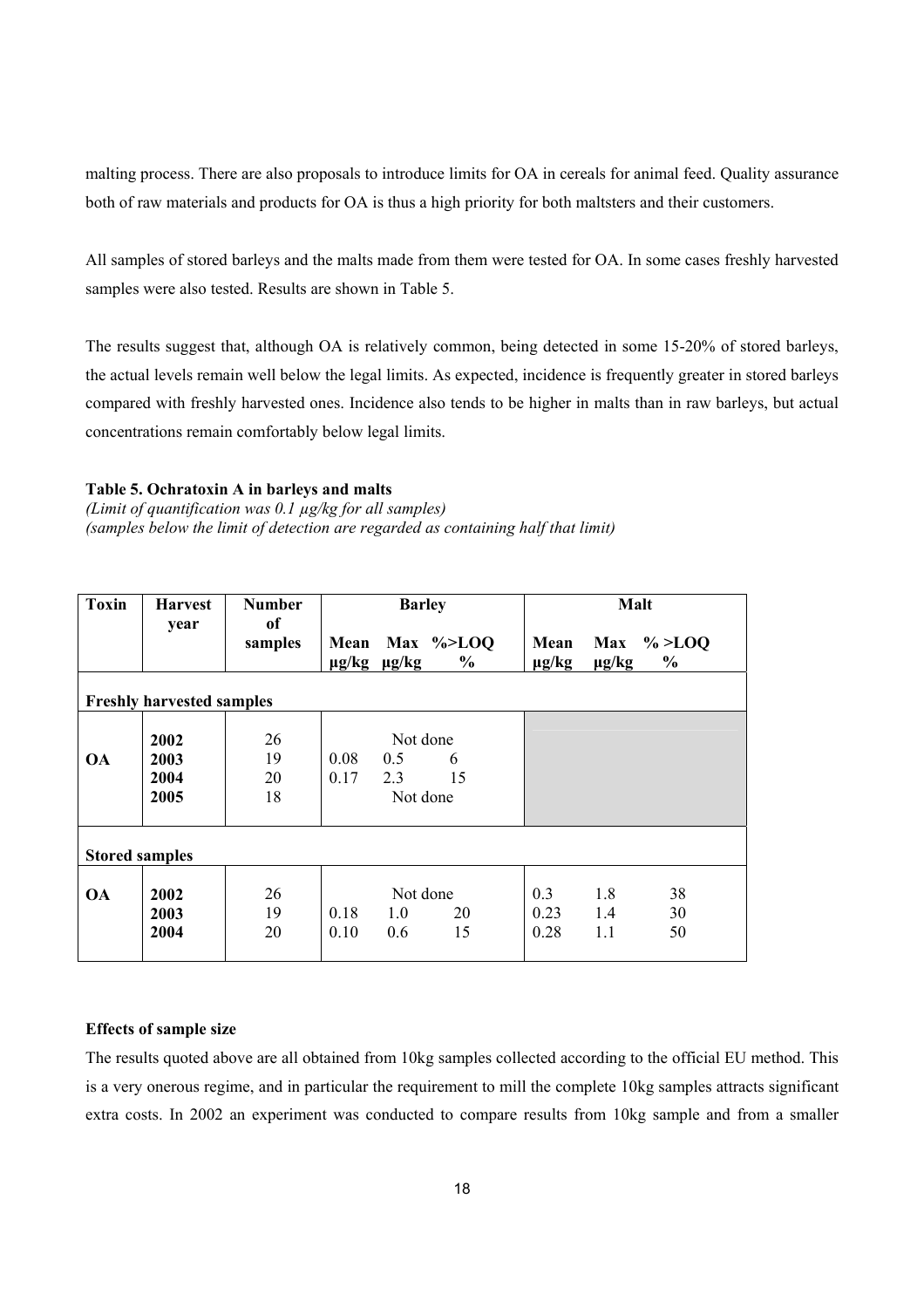malting process. There are also proposals to introduce limits for OA in cereals for animal feed. Quality assurance both of raw materials and products for OA is thus a high priority for both maltsters and their customers.

All samples of stored barleys and the malts made from them were tested for OA. In some cases freshly harvested samples were also tested. Results are shown in Table 5.

The results suggest that, although OA is relatively common, being detected in some 15-20% of stored barleys, the actual levels remain well below the legal limits. As expected, incidence is frequently greater in stored barleys compared with freshly harvested ones. Incidence also tends to be higher in malts than in raw barleys, but actual concentrations remain comfortably below legal limits.

**Table 5. Ochratoxin A in barleys and malts**

*(Limit of quantification was 0.1 µg/kg for all samples)*
*(samples below the limit of detection are regarded as containing half that limit)*

| Toxin | Harvest year | Number of samples | Barley | | | Malt | | |
|---|---|---|---|---|---|---|---|---|
| | | | Mean µg/kg | Max µg/kg | %>LOQ % | Mean µg/kg | Max µg/kg | % >LOQ % |
| **Freshly harvested samples** | | | | | | | | |
| OA | 2002 | 26 | Not done | | | | | |
| | 2003 | 19 | 0.08 | 0.5 | 6 | | | |
| | 2004 | 20 | 0.17 | 2.3 | 15 | | | |
| | 2005 | 18 | Not done | | | | | |
| **Stored samples** | | | | | | | | |
| OA | 2002 | 26 | Not done | | | 0.3 | 1.8 | 38 |
| | 2003 | 19 | 0.18 | 1.0 | 20 | 0.23 | 1.4 | 30 |
| | 2004 | 20 | 0.10 | 0.6 | 15 | 0.28 | 1.1 | 50 |

**Effects of sample size**

The results quoted above are all obtained from 10kg samples collected according to the official EU method. This is a very onerous regime, and in particular the requirement to mill the complete 10kg samples attracts significant extra costs. In 2002 an experiment was conducted to compare results from 10kg sample and from a smaller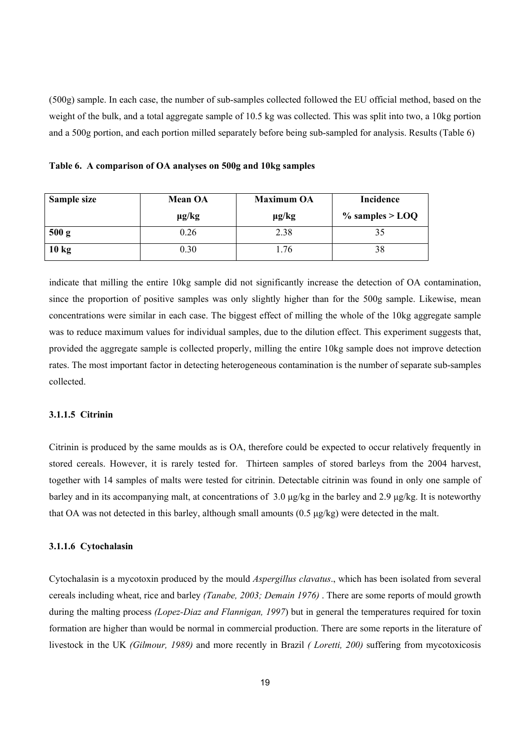(500g) sample. In each case, the number of sub-samples collected followed the EU official method, based on the weight of the bulk, and a total aggregate sample of 10.5 kg was collected. This was split into two, a 10kg portion and a 500g portion, and each portion milled separately before being sub-sampled for analysis. Results (Table 6)

**Table 6. A comparison of OA analyses on 500g and 10kg samples**

| Sample size | Mean OA µg/kg | Maximum OA µg/kg | Incidence % samples > LOQ |
|---|---|---|---|
| **500 g** | 0.26 | 2.38 | 35 |
| **10 kg** | 0.30 | 1.76 | 38 |

indicate that milling the entire 10kg sample did not significantly increase the detection of OA contamination, since the proportion of positive samples was only slightly higher than for the 500g sample. Likewise, mean concentrations were similar in each case. The biggest effect of milling the whole of the 10kg aggregate sample was to reduce maximum values for individual samples, due to the dilution effect. This experiment suggests that, provided the aggregate sample is collected properly, milling the entire 10kg sample does not improve detection rates. The most important factor in detecting heterogeneous contamination is the number of separate sub-samples collected.

#### 3.1.1.5 Citrinin

Citrinin is produced by the same moulds as is OA, therefore could be expected to occur relatively frequently in stored cereals. However, it is rarely tested for. Thirteen samples of stored barleys from the 2004 harvest, together with 14 samples of malts were tested for citrinin. Detectable citrinin was found in only one sample of barley and in its accompanying malt, at concentrations of 3.0 µg/kg in the barley and 2.9 µg/kg. It is noteworthy that OA was not detected in this barley, although small amounts (0.5 µg/kg) were detected in the malt.

#### 3.1.1.6 Cytochalasin

Cytochalasin is a mycotoxin produced by the mould *Aspergillus clavatus*., which has been isolated from several cereals including wheat, rice and barley *(Tanabe, 2003; Demain 1976)* . There are some reports of mould growth during the malting process *(Lopez-Diaz and Flannigan, 1997*) but in general the temperatures required for toxin formation are higher than would be normal in commercial production. There are some reports in the literature of livestock in the UK *(Gilmour, 1989)* and more recently in Brazil *( Loretti, 200)* suffering from mycotoxicosis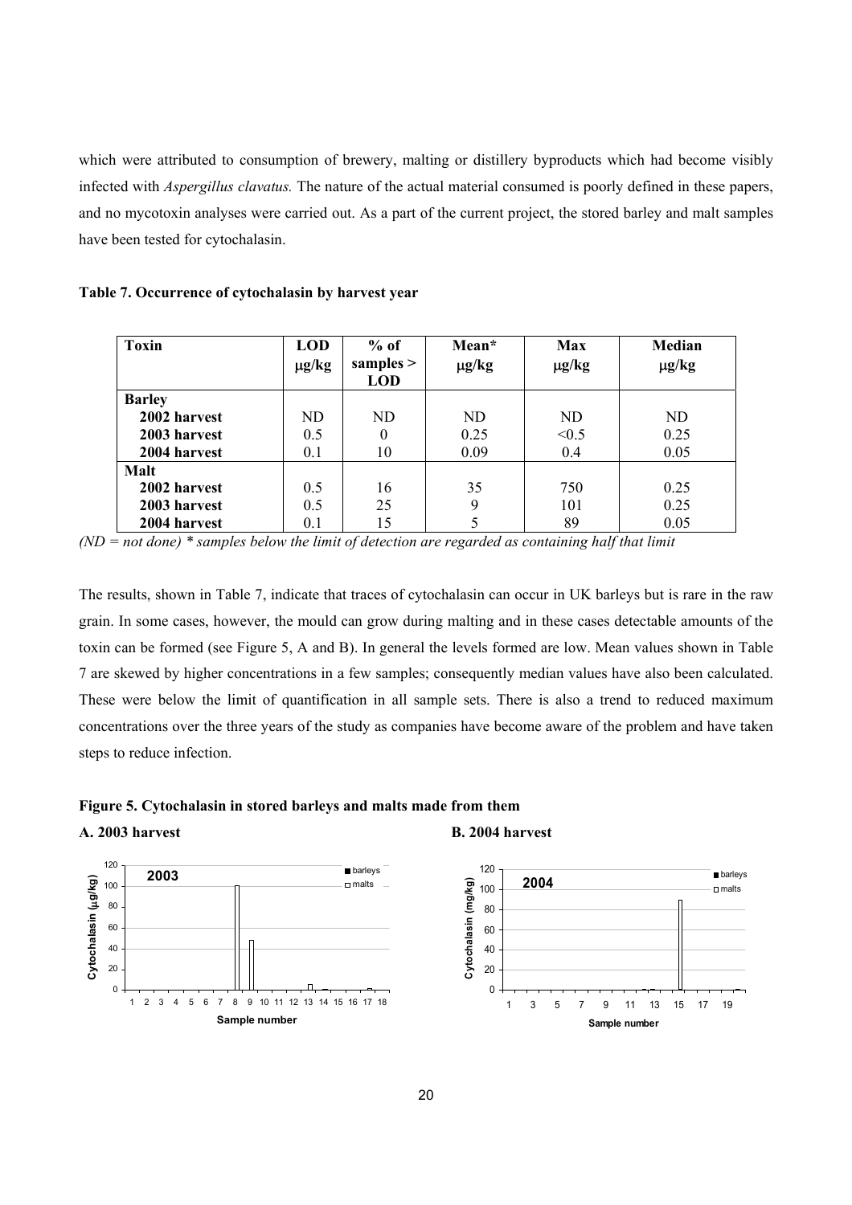which were attributed to consumption of brewery, malting or distillery byproducts which had become visibly infected with *Aspergillus clavatus.* The nature of the actual material consumed is poorly defined in these papers, and no mycotoxin analyses were carried out. As a part of the current project, the stored barley and malt samples have been tested for cytochalasin.

**Table 7. Occurrence of cytochalasin by harvest year**

| Toxin | LOD μg/kg | % of samples > LOD | Mean* μg/kg | Max μg/kg | Median μg/kg |
|---|---|---|---|---|---|
| **Barley** | | | | | |
| **2002 harvest** | ND | ND | ND | ND | ND |
| **2003 harvest** | 0.5 | 0 | 0.25 | <0.5 | 0.25 |
| **2004 harvest** | 0.1 | 10 | 0.09 | 0.4 | 0.05 |
| **Malt** | | | | | |
| **2002 harvest** | 0.5 | 16 | 35 | 750 | 0.25 |
| **2003 harvest** | 0.5 | 25 | 9 | 101 | 0.25 |
| **2004 harvest** | 0.1 | 15 | 5 | 89 | 0.05 |

*(ND = not done) * samples below the limit of detection are regarded as containing half that limit*

The results, shown in Table 7, indicate that traces of cytochalasin can occur in UK barleys but is rare in the raw grain. In some cases, however, the mould can grow during malting and in these cases detectable amounts of the toxin can be formed (see Figure 5, A and B). In general the levels formed are low. Mean values shown in Table 7 are skewed by higher concentrations in a few samples; consequently median values have also been calculated. These were below the limit of quantification in all sample sets. There is also a trend to reduced maximum concentrations over the three years of the study as companies have become aware of the problem and have taken steps to reduce infection.

**Figure 5. Cytochalasin in stored barleys and malts made from them**

**A. 2003 harvest** **B. 2004 harvest**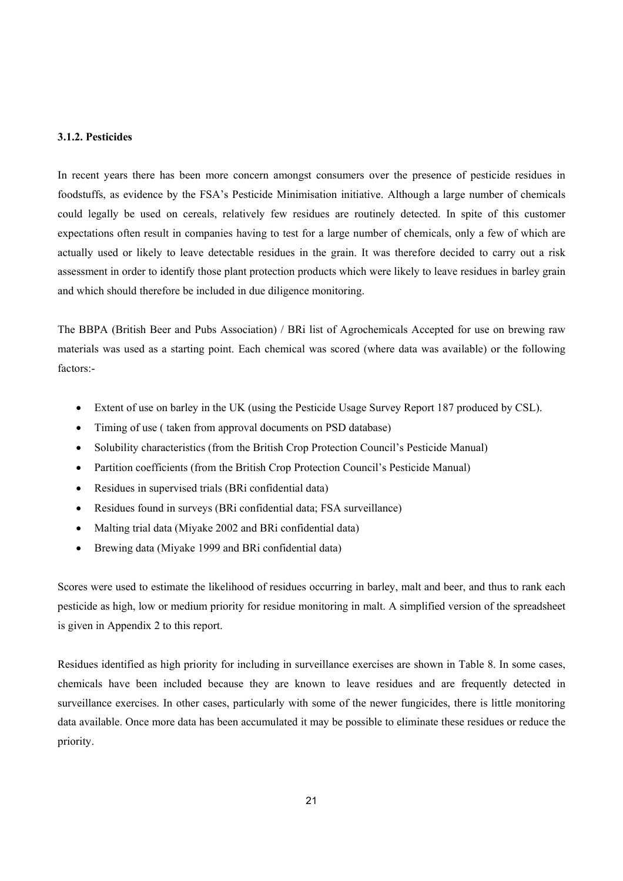### 3.1.2. Pesticides

In recent years there has been more concern amongst consumers over the presence of pesticide residues in foodstuffs, as evidence by the FSA's Pesticide Minimisation initiative. Although a large number of chemicals could legally be used on cereals, relatively few residues are routinely detected. In spite of this customer expectations often result in companies having to test for a large number of chemicals, only a few of which are actually used or likely to leave detectable residues in the grain. It was therefore decided to carry out a risk assessment in order to identify those plant protection products which were likely to leave residues in barley grain and which should therefore be included in due diligence monitoring.

The BBPA (British Beer and Pubs Association) / BRi list of Agrochemicals Accepted for use on brewing raw materials was used as a starting point. Each chemical was scored (where data was available) or the following factors:-

- Extent of use on barley in the UK (using the Pesticide Usage Survey Report 187 produced by CSL).
- Timing of use ( taken from approval documents on PSD database)
- Solubility characteristics (from the British Crop Protection Council's Pesticide Manual)
- Partition coefficients (from the British Crop Protection Council's Pesticide Manual)
- Residues in supervised trials (BRi confidential data)
- Residues found in surveys (BRi confidential data; FSA surveillance)
- Malting trial data (Miyake 2002 and BRi confidential data)
- Brewing data (Miyake 1999 and BRi confidential data)

Scores were used to estimate the likelihood of residues occurring in barley, malt and beer, and thus to rank each pesticide as high, low or medium priority for residue monitoring in malt. A simplified version of the spreadsheet is given in Appendix 2 to this report.

Residues identified as high priority for including in surveillance exercises are shown in Table 8. In some cases, chemicals have been included because they are known to leave residues and are frequently detected in surveillance exercises. In other cases, particularly with some of the newer fungicides, there is little monitoring data available. Once more data has been accumulated it may be possible to eliminate these residues or reduce the priority.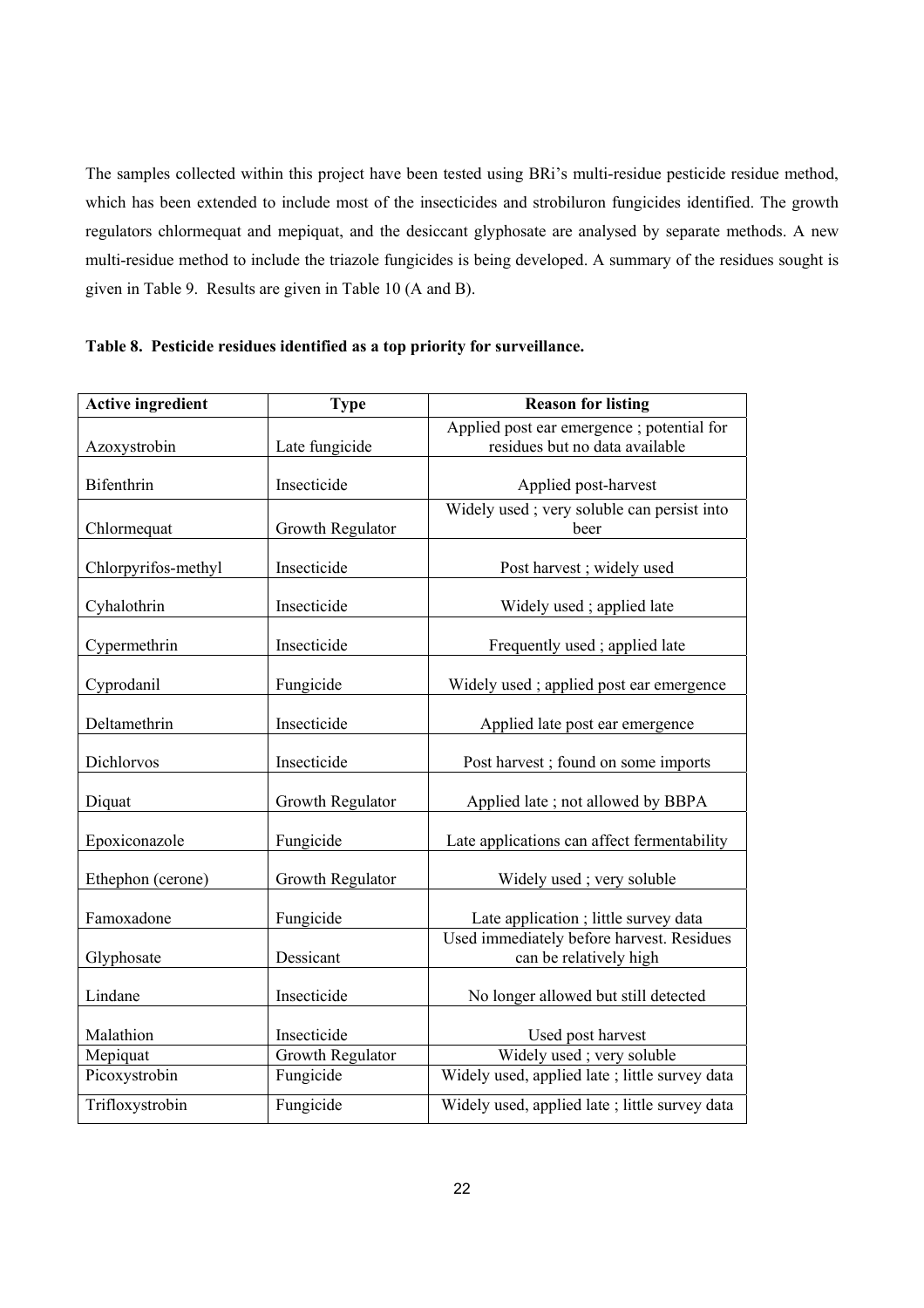The samples collected within this project have been tested using BRi's multi-residue pesticide residue method, which has been extended to include most of the insecticides and strobiluron fungicides identified. The growth regulators chlormequat and mepiquat, and the desiccant glyphosate are analysed by separate methods. A new multi-residue method to include the triazole fungicides is being developed. A summary of the residues sought is given in Table 9. Results are given in Table 10 (A and B).

**Table 8. Pesticide residues identified as a top priority for surveillance.**

| Active ingredient | Type | Reason for listing |
|---|---|---|
| Azoxystrobin | Late fungicide | Applied post ear emergence ; potential for residues but no data available |
| Bifenthrin | Insecticide | Applied post-harvest |
| Chlormequat | Growth Regulator | Widely used ; very soluble can persist into beer |
| Chlorpyrifos-methyl | Insecticide | Post harvest ; widely used |
| Cyhalothrin | Insecticide | Widely used ; applied late |
| Cypermethrin | Insecticide | Frequently used ; applied late |
| Cyprodanil | Fungicide | Widely used ; applied post ear emergence |
| Deltamethrin | Insecticide | Applied late post ear emergence |
| Dichlorvos | Insecticide | Post harvest ; found on some imports |
| Diquat | Growth Regulator | Applied late ; not allowed by BBPA |
| Epoxiconazole | Fungicide | Late applications can affect fermentability |
| Ethephon (cerone) | Growth Regulator | Widely used ; very soluble |
| Famoxadone | Fungicide | Late application ; little survey data |
| Glyphosate | Dessicant | Used immediately before harvest. Residues can be relatively high |
| Lindane | Insecticide | No longer allowed but still detected |
| Malathion | Insecticide | Used post harvest |
| Mepiquat | Growth Regulator | Widely used ; very soluble |
| Picoxystrobin | Fungicide | Widely used, applied late ; little survey data |
| Trifloxystrobin | Fungicide | Widely used, applied late ; little survey data |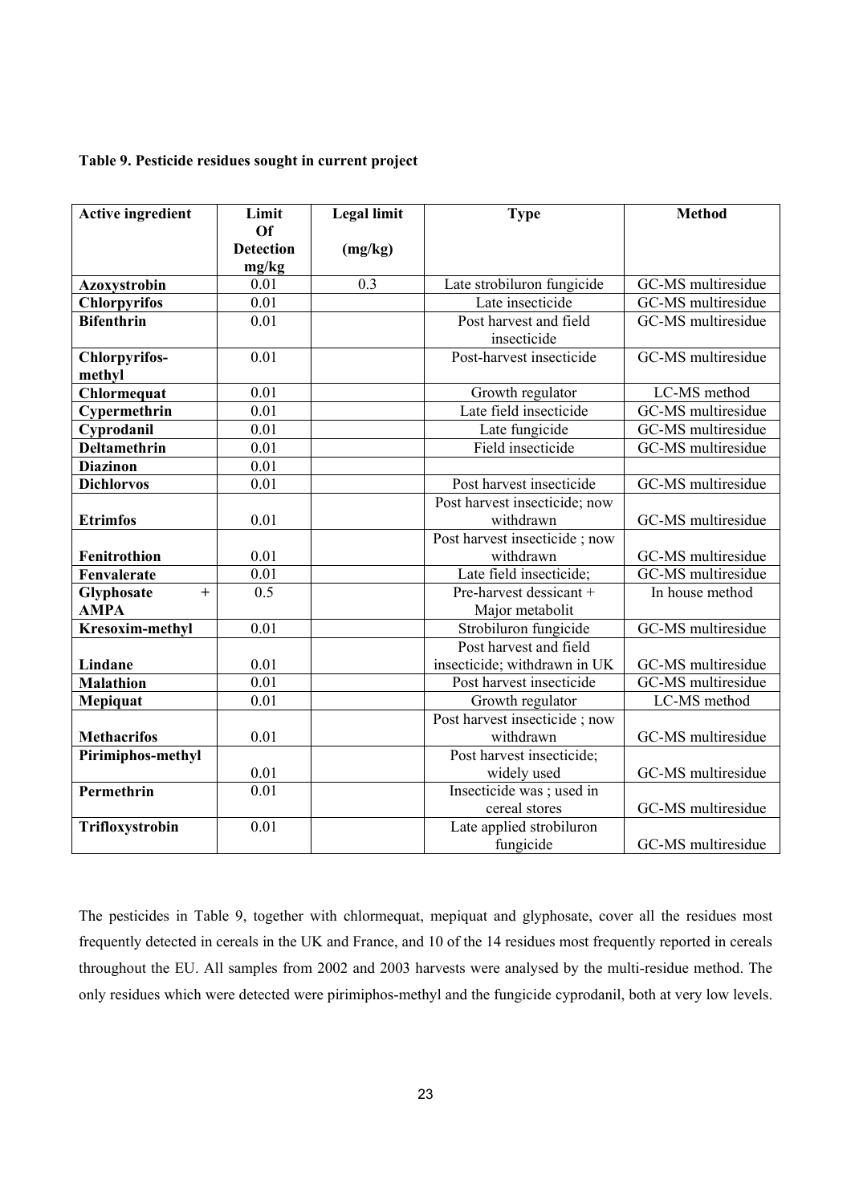**Table 9. Pesticide residues sought in current project**

| Active ingredient | Limit Of Detection mg/kg | Legal limit (mg/kg) | Type | Method |
|---|---|---|---|---|
| **Azoxystrobin** | 0.01 | 0.3 | Late strobiluron fungicide | GC-MS multiresidue |
| **Chlorpyrifos** | 0.01 | | Late insecticide | GC-MS multiresidue |
| **Bifenthrin** | 0.01 | | Post harvest and field insecticide | GC-MS multiresidue |
| **Chlorpyrifos-methyl** | 0.01 | | Post-harvest insecticide | GC-MS multiresidue |
| **Chlormequat** | 0.01 | | Growth regulator | LC-MS method |
| **Cypermethrin** | 0.01 | | Late field insecticide | GC-MS multiresidue |
| **Cyprodanil** | 0.01 | | Late fungicide | GC-MS multiresidue |
| **Deltamethrin** | 0.01 | | Field insecticide | GC-MS multiresidue |
| **Diazinon** | 0.01 | | | |
| **Dichlorvos** | 0.01 | | Post harvest insecticide | GC-MS multiresidue |
| **Etrimfos** | 0.01 | | Post harvest insecticide; now withdrawn | GC-MS multiresidue |
| **Fenitrothion** | 0.01 | | Post harvest insecticide ; now withdrawn | GC-MS multiresidue |
| **Fenvalerate** | 0.01 | | Late field insecticide; | GC-MS multiresidue |
| **Glyphosate + AMPA** | 0.5 | | Pre-harvest dessicant + Major metabolit | In house method |
| **Kresoxim-methyl** | 0.01 | | Strobiluron fungicide | GC-MS multiresidue |
| **Lindane** | 0.01 | | Post harvest and field insecticide; withdrawn in UK | GC-MS multiresidue |
| **Malathion** | 0.01 | | Post harvest insecticide | GC-MS multiresidue |
| **Mepiquat** | 0.01 | | Growth regulator | LC-MS method |
| **Methacrifos** | 0.01 | | Post harvest insecticide ; now withdrawn | GC-MS multiresidue |
| **Pirimiphos-methyl** | 0.01 | | Post harvest insecticide; widely used | GC-MS multiresidue |
| **Permethrin** | 0.01 | | Insecticide was ; used in cereal stores | GC-MS multiresidue |
| **Trifloxystrobin** | 0.01 | | Late applied strobiluron fungicide | GC-MS multiresidue |

The pesticides in Table 9, together with chlormequat, mepiquat and glyphosate, cover all the residues most frequently detected in cereals in the UK and France, and 10 of the 14 residues most frequently reported in cereals throughout the EU. All samples from 2002 and 2003 harvests were analysed by the multi-residue method. The only residues which were detected were pirimiphos-methyl and the fungicide cyprodanil, both at very low levels.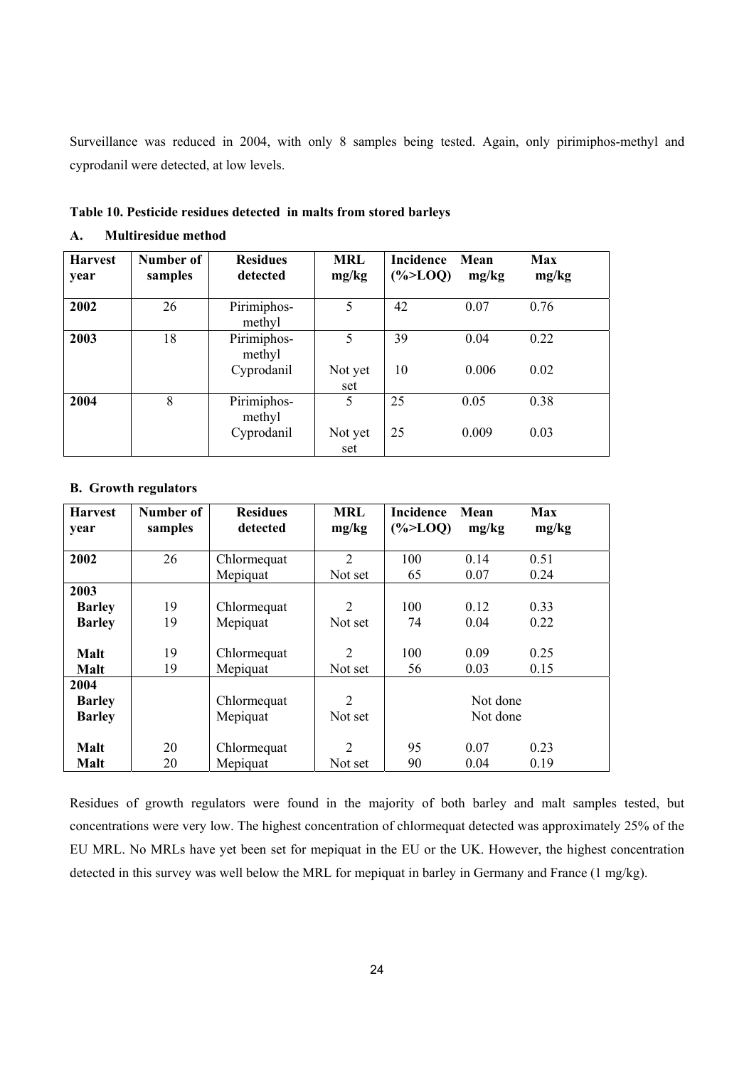Surveillance was reduced in 2004, with only 8 samples being tested. Again, only pirimiphos-methyl and cyprodanil were detected, at low levels.

**Table 10. Pesticide residues detected in malts from stored barleys**

**A. Multiresidue method**

| Harvest year | Number of samples | Residues detected | MRL mg/kg | Incidence (%>LOQ) | Mean mg/kg | Max mg/kg |
|---|---|---|---|---|---|---|
| **2002** | 26 | Pirimiphos-methyl | 5 | 42 | 0.07 | 0.76 |
| **2003** | 18 | Pirimiphos-methyl | 5 | 39 | 0.04 | 0.22 |
| | | Cyprodanil | Not yet set | 10 | 0.006 | 0.02 |
| **2004** | 8 | Pirimiphos-methyl | 5 | 25 | 0.05 | 0.38 |
| | | Cyprodanil | Not yet set | 25 | 0.009 | 0.03 |

**B. Growth regulators**

| Harvest year | Number of samples | Residues detected | MRL mg/kg | Incidence (%>LOQ) | Mean mg/kg | Max mg/kg |
|---|---|---|---|---|---|---|
| **2002** | 26 | Chlormequat | 2 | 100 | 0.14 | 0.51 |
| | | Mepiquat | Not set | 65 | 0.07 | 0.24 |
| **2003** | | | | | | |
| **Barley** | 19 | Chlormequat | 2 | 100 | 0.12 | 0.33 |
| **Barley** | 19 | Mepiquat | Not set | 74 | 0.04 | 0.22 |
| **Malt** | 19 | Chlormequat | 2 | 100 | 0.09 | 0.25 |
| **Malt** | 19 | Mepiquat | Not set | 56 | 0.03 | 0.15 |
| **2004** | | | | | | |
| **Barley** | | Chlormequat | 2 | | Not done | |
| **Barley** | | Mepiquat | Not set | | Not done | |
| **Malt** | 20 | Chlormequat | 2 | 95 | 0.07 | 0.23 |
| **Malt** | 20 | Mepiquat | Not set | 90 | 0.04 | 0.19 |

Residues of growth regulators were found in the majority of both barley and malt samples tested, but concentrations were very low. The highest concentration of chlormequat detected was approximately 25% of the EU MRL. No MRLs have yet been set for mepiquat in the EU or the UK. However, the highest concentration detected in this survey was well below the MRL for mepiquat in barley in Germany and France (1 mg/kg).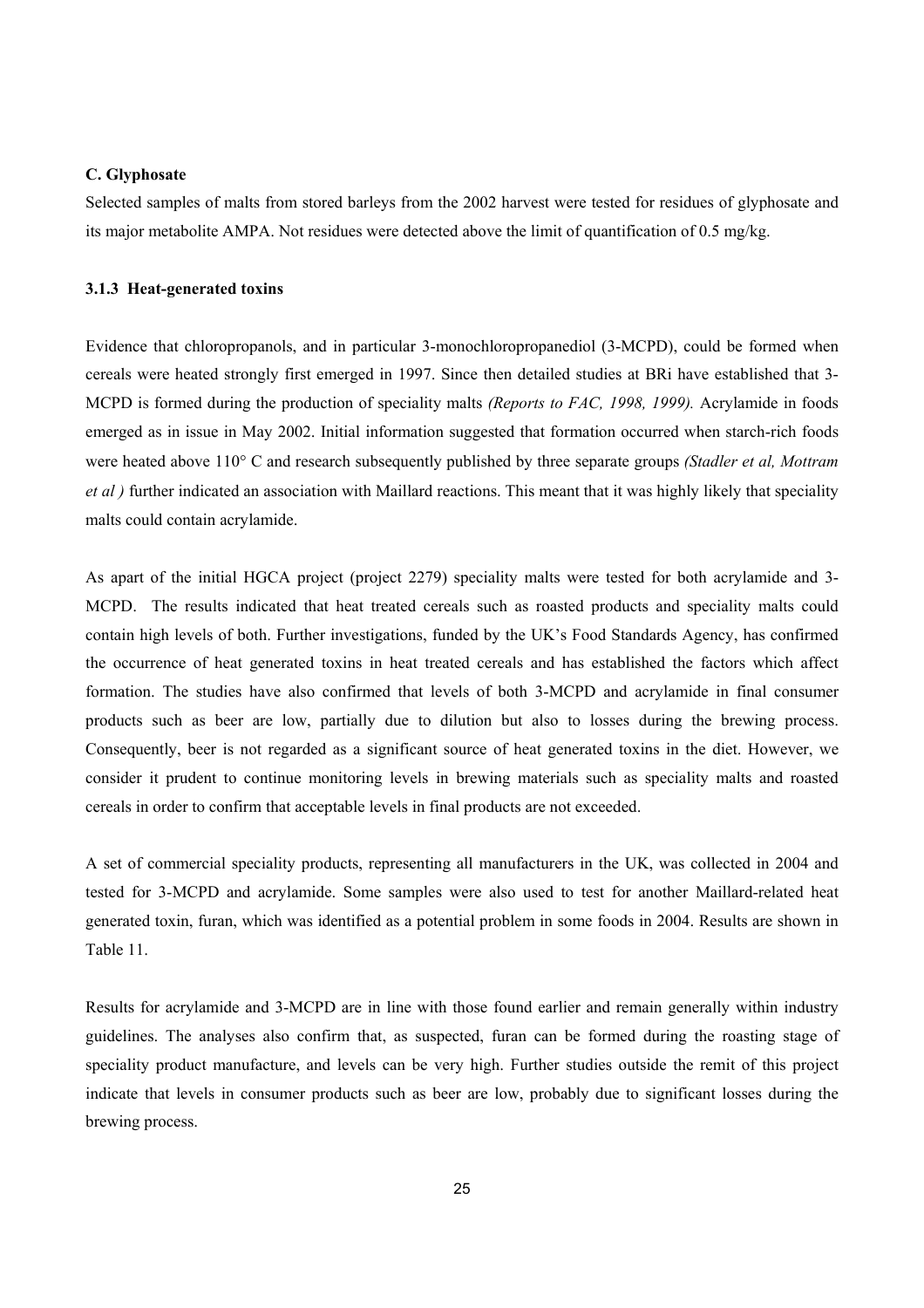**C. Glyphosate**

Selected samples of malts from stored barleys from the 2002 harvest were tested for residues of glyphosate and its major metabolite AMPA. Not residues were detected above the limit of quantification of 0.5 mg/kg.

### 3.1.3 Heat-generated toxins

Evidence that chloropropanols, and in particular 3-monochloropropanediol (3-MCPD), could be formed when cereals were heated strongly first emerged in 1997. Since then detailed studies at BRi have established that 3-MCPD is formed during the production of speciality malts *(Reports to FAC, 1998, 1999).* Acrylamide in foods emerged as in issue in May 2002. Initial information suggested that formation occurred when starch-rich foods were heated above 110° C and research subsequently published by three separate groups *(Stadler et al, Mottram et al )* further indicated an association with Maillard reactions. This meant that it was highly likely that speciality malts could contain acrylamide.

As apart of the initial HGCA project (project 2279) speciality malts were tested for both acrylamide and 3-MCPD. The results indicated that heat treated cereals such as roasted products and speciality malts could contain high levels of both. Further investigations, funded by the UK's Food Standards Agency, has confirmed the occurrence of heat generated toxins in heat treated cereals and has established the factors which affect formation. The studies have also confirmed that levels of both 3-MCPD and acrylamide in final consumer products such as beer are low, partially due to dilution but also to losses during the brewing process. Consequently, beer is not regarded as a significant source of heat generated toxins in the diet. However, we consider it prudent to continue monitoring levels in brewing materials such as speciality malts and roasted cereals in order to confirm that acceptable levels in final products are not exceeded.

A set of commercial speciality products, representing all manufacturers in the UK, was collected in 2004 and tested for 3-MCPD and acrylamide. Some samples were also used to test for another Maillard-related heat generated toxin, furan, which was identified as a potential problem in some foods in 2004. Results are shown in Table 11.

Results for acrylamide and 3-MCPD are in line with those found earlier and remain generally within industry guidelines. The analyses also confirm that, as suspected, furan can be formed during the roasting stage of speciality product manufacture, and levels can be very high. Further studies outside the remit of this project indicate that levels in consumer products such as beer are low, probably due to significant losses during the brewing process.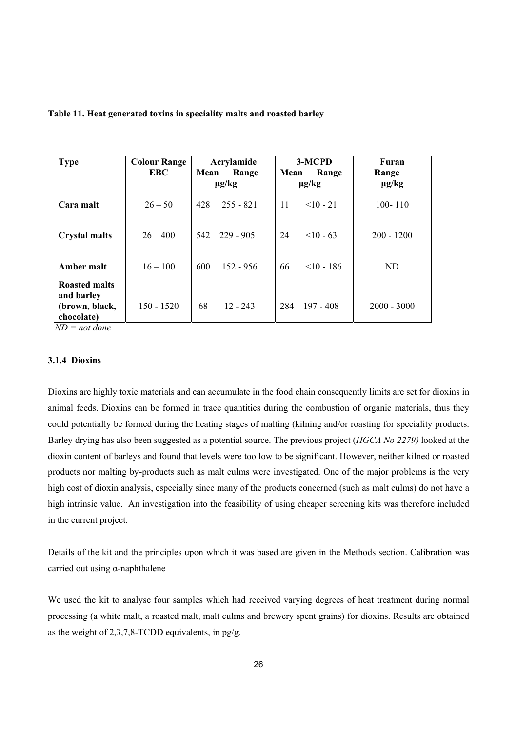**Table 11. Heat generated toxins in speciality malts and roasted barley**

| Type | Colour Range EBC | Acrylamide µg/kg | | 3-MCPD µg/kg | | Furan µg/kg |
|---|---|---|---|---|---|---|
| | | Mean | Range | Mean | Range | Range |
| **Cara malt** | 26 – 50 | 428 | 255 - 821 | 11 | <10 - 21 | 100- 110 |
| **Crystal malts** | 26 – 400 | 542 | 229 - 905 | 24 | <10 - 63 | 200 - 1200 |
| **Amber malt** | 16 – 100 | 600 | 152 - 956 | 66 | <10 - 186 | ND |
| **Roasted malts and barley (brown, black, chocolate)** | 150 - 1520 | 68 | 12 - 243 | 284 | 197 - 408 | 2000 - 3000 |

*ND = not done*

### 3.1.4 Dioxins

Dioxins are highly toxic materials and can accumulate in the food chain consequently limits are set for dioxins in animal feeds. Dioxins can be formed in trace quantities during the combustion of organic materials, thus they could potentially be formed during the heating stages of malting (kilning and/or roasting for speciality products. Barley drying has also been suggested as a potential source. The previous project (*HGCA No 2279)* looked at the dioxin content of barleys and found that levels were too low to be significant. However, neither kilned or roasted products nor malting by-products such as malt culms were investigated. One of the major problems is the very high cost of dioxin analysis, especially since many of the products concerned (such as malt culms) do not have a high intrinsic value. An investigation into the feasibility of using cheaper screening kits was therefore included in the current project.

Details of the kit and the principles upon which it was based are given in the Methods section. Calibration was carried out using α-naphthalene

We used the kit to analyse four samples which had received varying degrees of heat treatment during normal processing (a white malt, a roasted malt, malt culms and brewery spent grains) for dioxins. Results are obtained as the weight of 2,3,7,8-TCDD equivalents, in pg/g.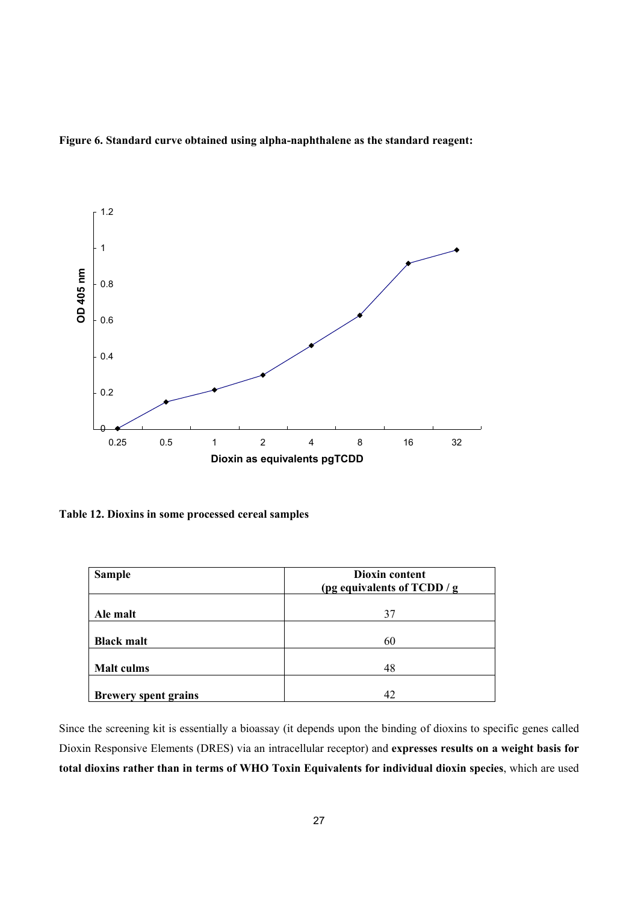**Figure 6. Standard curve obtained using alpha-naphthalene as the standard reagent:**

**Table 12. Dioxins in some processed cereal samples**

| Sample | Dioxin content (pg equivalents of TCDD / g |
|---|---|
| Ale malt | 37 |
| Black malt | 60 |
| Malt culms | 48 |
| Brewery spent grains | 42 |

Since the screening kit is essentially a bioassay (it depends upon the binding of dioxins to specific genes called Dioxin Responsive Elements (DRES) via an intracellular receptor) and **expresses results on a weight basis for total dioxins rather than in terms of WHO Toxin Equivalents for individual dioxin species**, which are used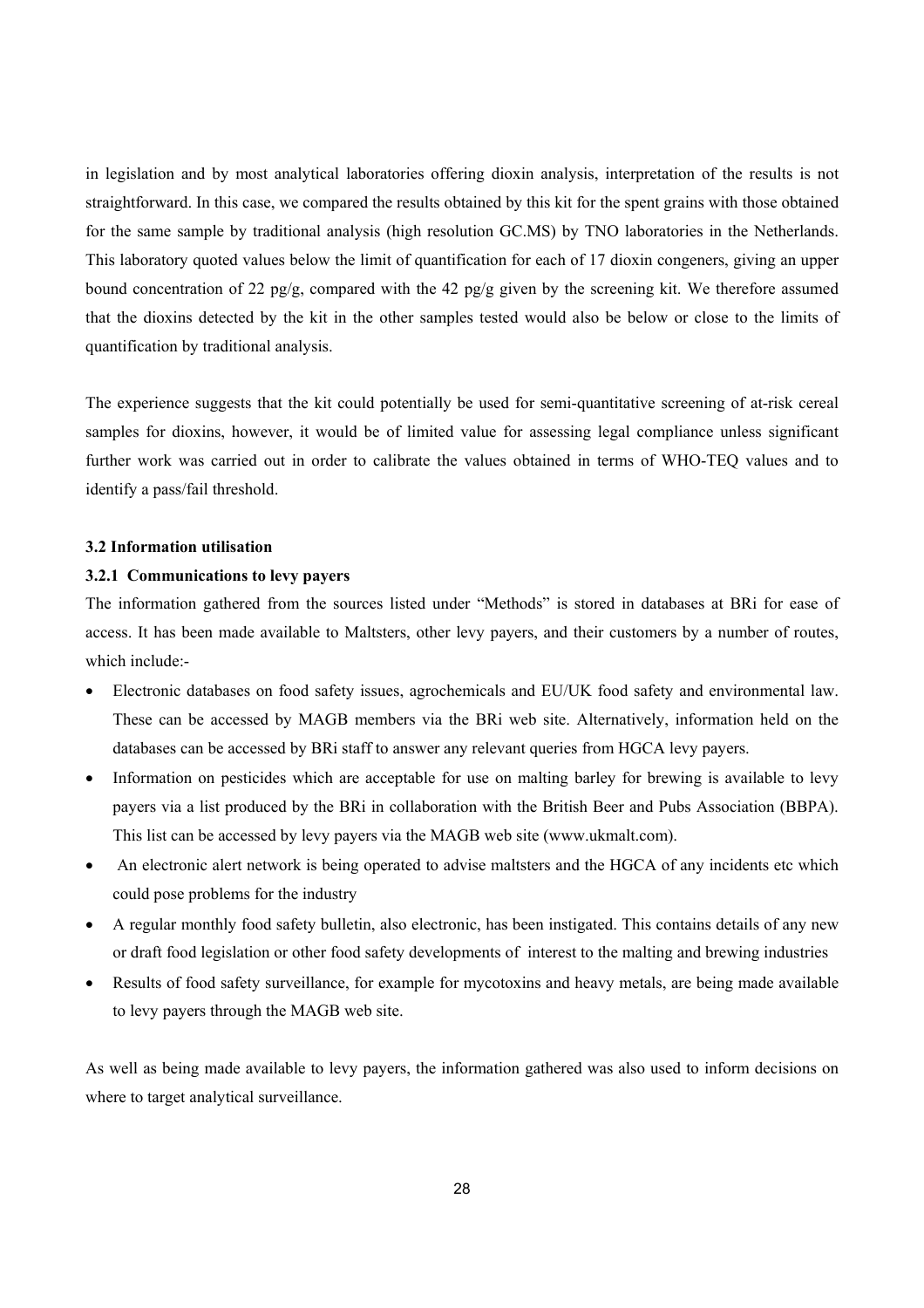in legislation and by most analytical laboratories offering dioxin analysis, interpretation of the results is not straightforward. In this case, we compared the results obtained by this kit for the spent grains with those obtained for the same sample by traditional analysis (high resolution GC.MS) by TNO laboratories in the Netherlands. This laboratory quoted values below the limit of quantification for each of 17 dioxin congeners, giving an upper bound concentration of 22 pg/g, compared with the 42 pg/g given by the screening kit. We therefore assumed that the dioxins detected by the kit in the other samples tested would also be below or close to the limits of quantification by traditional analysis.

The experience suggests that the kit could potentially be used for semi-quantitative screening of at-risk cereal samples for dioxins, however, it would be of limited value for assessing legal compliance unless significant further work was carried out in order to calibrate the values obtained in terms of WHO-TEQ values and to identify a pass/fail threshold.

### 3.2 Information utilisation

#### 3.2.1 Communications to levy payers

The information gathered from the sources listed under "Methods" is stored in databases at BRi for ease of access. It has been made available to Maltsters, other levy payers, and their customers by a number of routes, which include:-

- Electronic databases on food safety issues, agrochemicals and EU/UK food safety and environmental law. These can be accessed by MAGB members via the BRi web site. Alternatively, information held on the databases can be accessed by BRi staff to answer any relevant queries from HGCA levy payers.
- Information on pesticides which are acceptable for use on malting barley for brewing is available to levy payers via a list produced by the BRi in collaboration with the British Beer and Pubs Association (BBPA). This list can be accessed by levy payers via the MAGB web site (www.ukmalt.com).
- An electronic alert network is being operated to advise maltsters and the HGCA of any incidents etc which could pose problems for the industry
- A regular monthly food safety bulletin, also electronic, has been instigated. This contains details of any new or draft food legislation or other food safety developments of interest to the malting and brewing industries
- Results of food safety surveillance, for example for mycotoxins and heavy metals, are being made available to levy payers through the MAGB web site.

As well as being made available to levy payers, the information gathered was also used to inform decisions on where to target analytical surveillance.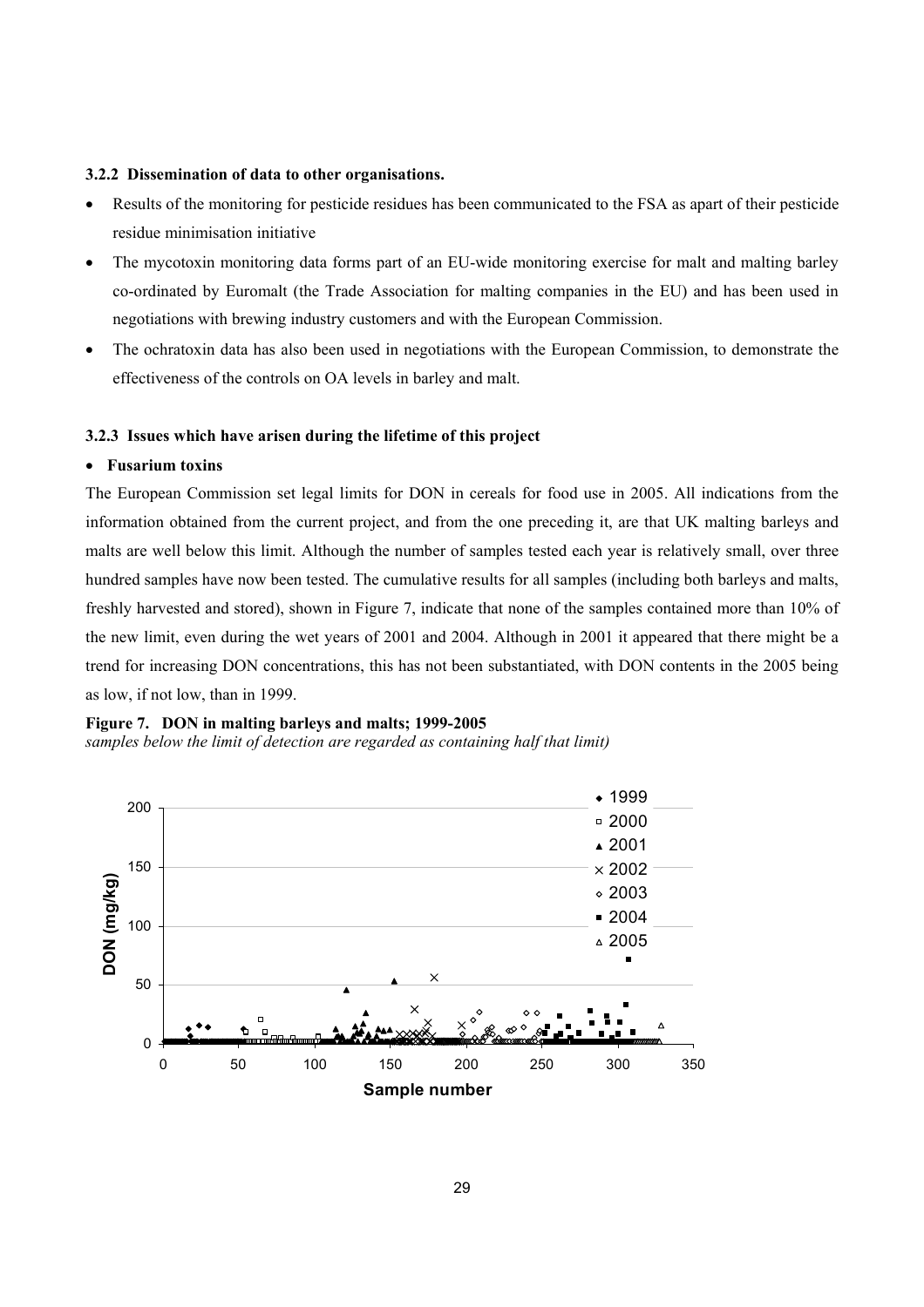### 3.2.2 Dissemination of data to other organisations.

- Results of the monitoring for pesticide residues has been communicated to the FSA as apart of their pesticide residue minimisation initiative
- The mycotoxin monitoring data forms part of an EU-wide monitoring exercise for malt and malting barley co-ordinated by Euromalt (the Trade Association for malting companies in the EU) and has been used in negotiations with brewing industry customers and with the European Commission.
- The ochratoxin data has also been used in negotiations with the European Commission, to demonstrate the effectiveness of the controls on OA levels in barley and malt.

### 3.2.3 Issues which have arisen during the lifetime of this project

- **Fusarium toxins**

The European Commission set legal limits for DON in cereals for food use in 2005. All indications from the information obtained from the current project, and from the one preceding it, are that UK malting barleys and malts are well below this limit. Although the number of samples tested each year is relatively small, over three hundred samples have now been tested. The cumulative results for all samples (including both barleys and malts, freshly harvested and stored), shown in Figure 7, indicate that none of the samples contained more than 10% of the new limit, even during the wet years of 2001 and 2004. Although in 2001 it appeared that there might be a trend for increasing DON concentrations, this has not been substantiated, with DON contents in the 2005 being as low, if not low, than in 1999.

**Figure 7. DON in malting barleys and malts; 1999-2005**
*samples below the limit of detection are regarded as containing half that limit)*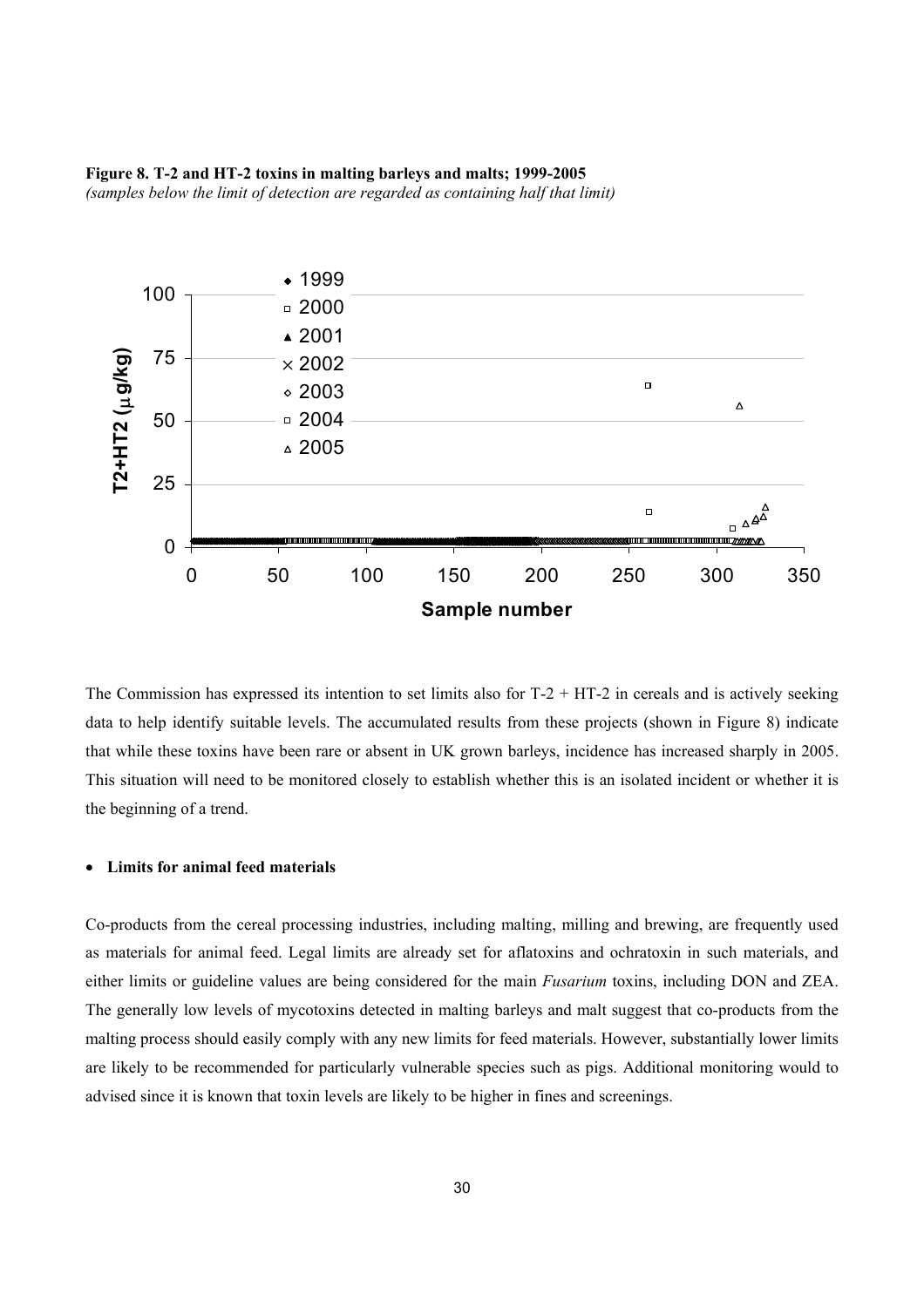**Figure 8. T-2 and HT-2 toxins in malting barleys and malts; 1999-2005**
*(samples below the limit of detection are regarded as containing half that limit)*

The Commission has expressed its intention to set limits also for T-2 + HT-2 in cereals and is actively seeking data to help identify suitable levels. The accumulated results from these projects (shown in Figure 8) indicate that while these toxins have been rare or absent in UK grown barleys, incidence has increased sharply in 2005. This situation will need to be monitored closely to establish whether this is an isolated incident or whether it is the beginning of a trend.

- **Limits for animal feed materials**

Co-products from the cereal processing industries, including malting, milling and brewing, are frequently used as materials for animal feed. Legal limits are already set for aflatoxins and ochratoxin in such materials, and either limits or guideline values are being considered for the main *Fusarium* toxins, including DON and ZEA. The generally low levels of mycotoxins detected in malting barleys and malt suggest that co-products from the malting process should easily comply with any new limits for feed materials. However, substantially lower limits are likely to be recommended for particularly vulnerable species such as pigs. Additional monitoring would to advised since it is known that toxin levels are likely to be higher in fines and screenings.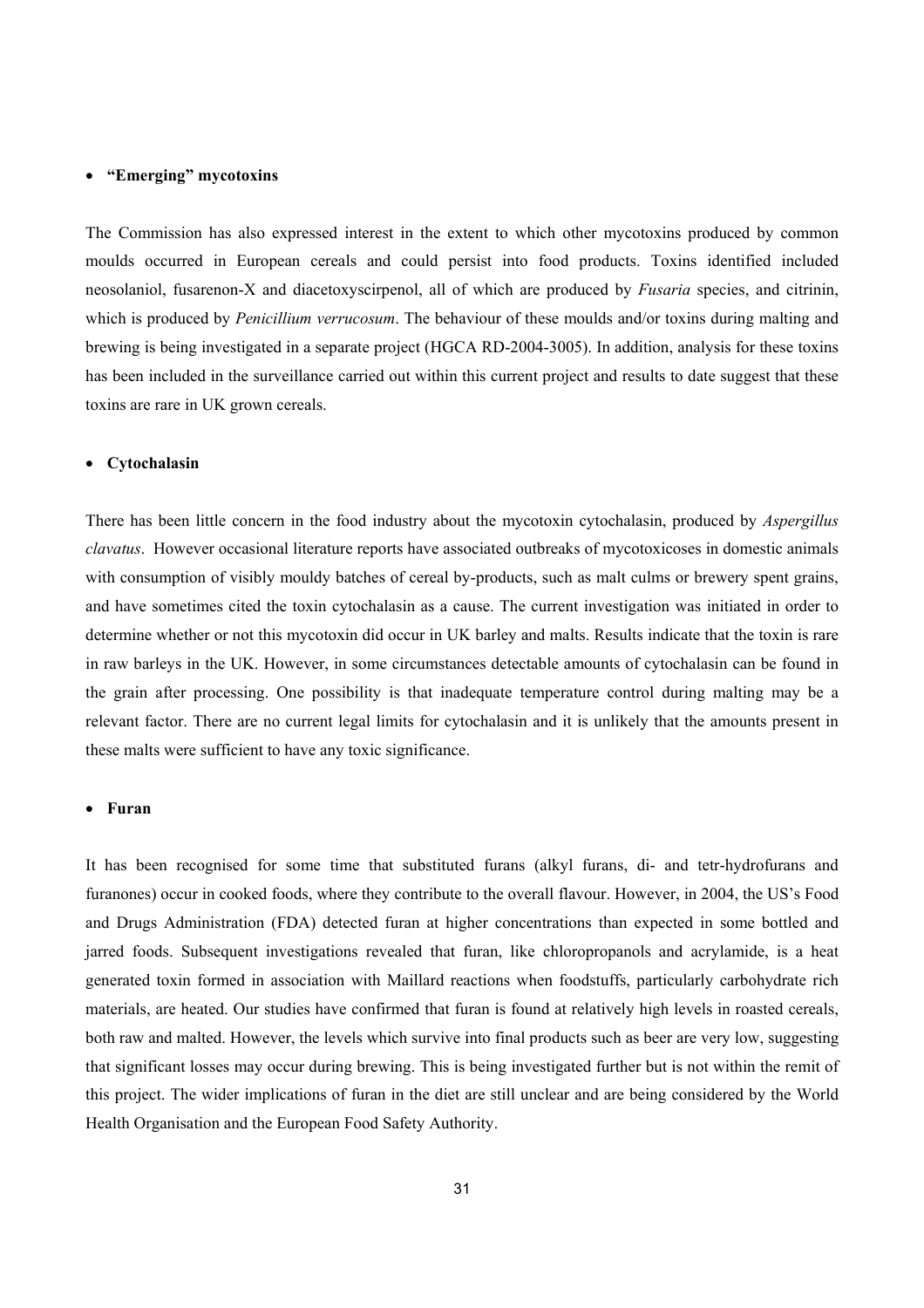- **"Emerging" mycotoxins**

The Commission has also expressed interest in the extent to which other mycotoxins produced by common moulds occurred in European cereals and could persist into food products. Toxins identified included neosolaniol, fusarenon-X and diacetoxyscirpenol, all of which are produced by *Fusaria* species, and citrinin, which is produced by *Penicillium verrucosum*. The behaviour of these moulds and/or toxins during malting and brewing is being investigated in a separate project (HGCA RD-2004-3005). In addition, analysis for these toxins has been included in the surveillance carried out within this current project and results to date suggest that these toxins are rare in UK grown cereals.

- **Cytochalasin**

There has been little concern in the food industry about the mycotoxin cytochalasin, produced by *Aspergillus clavatus*. However occasional literature reports have associated outbreaks of mycotoxicoses in domestic animals with consumption of visibly mouldy batches of cereal by-products, such as malt culms or brewery spent grains, and have sometimes cited the toxin cytochalasin as a cause. The current investigation was initiated in order to determine whether or not this mycotoxin did occur in UK barley and malts. Results indicate that the toxin is rare in raw barleys in the UK. However, in some circumstances detectable amounts of cytochalasin can be found in the grain after processing. One possibility is that inadequate temperature control during malting may be a relevant factor. There are no current legal limits for cytochalasin and it is unlikely that the amounts present in these malts were sufficient to have any toxic significance.

- **Furan**

It has been recognised for some time that substituted furans (alkyl furans, di- and tetr-hydrofurans and furanones) occur in cooked foods, where they contribute to the overall flavour. However, in 2004, the US's Food and Drugs Administration (FDA) detected furan at higher concentrations than expected in some bottled and jarred foods. Subsequent investigations revealed that furan, like chloropropanols and acrylamide, is a heat generated toxin formed in association with Maillard reactions when foodstuffs, particularly carbohydrate rich materials, are heated. Our studies have confirmed that furan is found at relatively high levels in roasted cereals, both raw and malted. However, the levels which survive into final products such as beer are very low, suggesting that significant losses may occur during brewing. This is being investigated further but is not within the remit of this project. The wider implications of furan in the diet are still unclear and are being considered by the World Health Organisation and the European Food Safety Authority.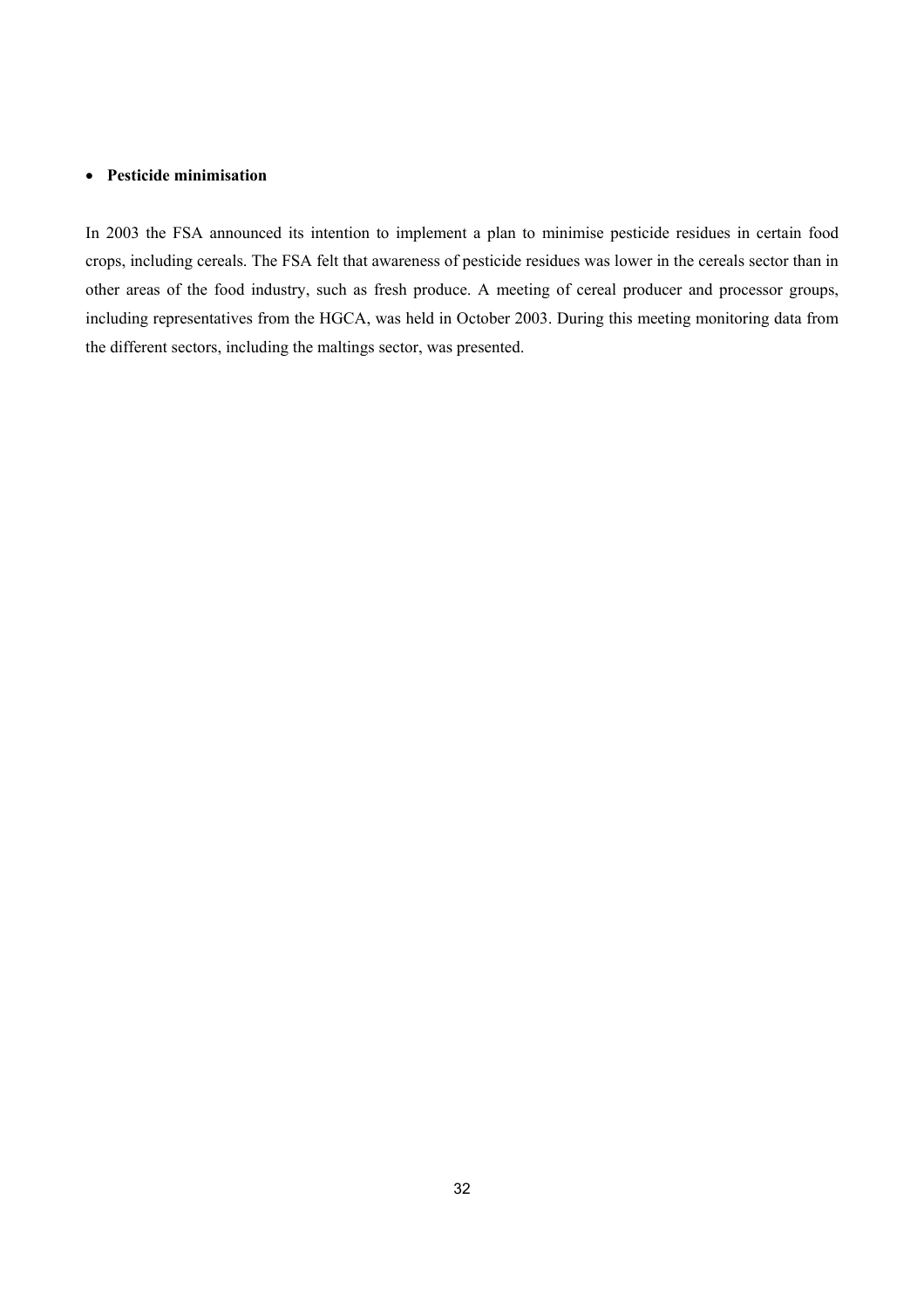- **Pesticide minimisation**

In 2003 the FSA announced its intention to implement a plan to minimise pesticide residues in certain food crops, including cereals. The FSA felt that awareness of pesticide residues was lower in the cereals sector than in other areas of the food industry, such as fresh produce. A meeting of cereal producer and processor groups, including representatives from the HGCA, was held in October 2003. During this meeting monitoring data from the different sectors, including the maltings sector, was presented.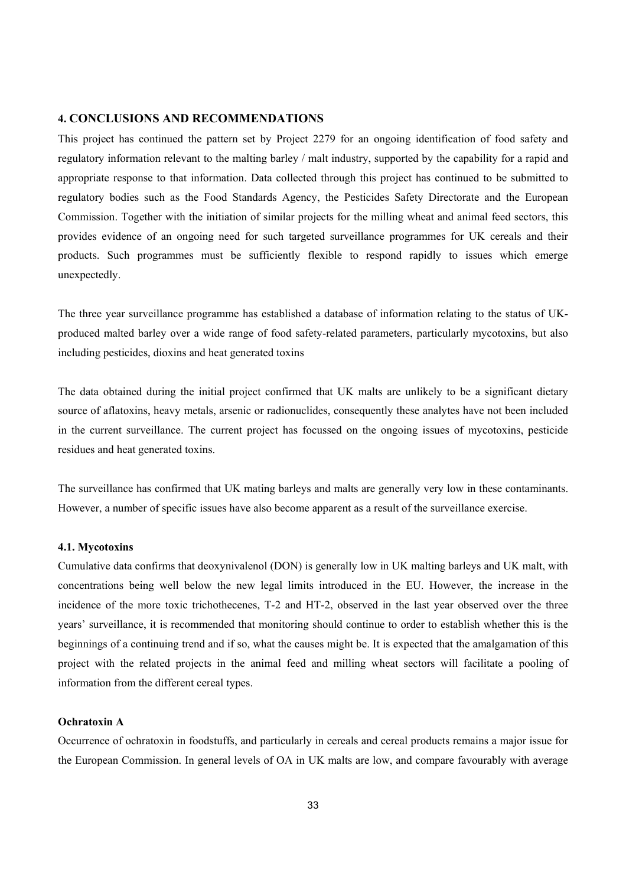## 4. CONCLUSIONS AND RECOMMENDATIONS

This project has continued the pattern set by Project 2279 for an ongoing identification of food safety and regulatory information relevant to the malting barley / malt industry, supported by the capability for a rapid and appropriate response to that information. Data collected through this project has continued to be submitted to regulatory bodies such as the Food Standards Agency, the Pesticides Safety Directorate and the European Commission. Together with the initiation of similar projects for the milling wheat and animal feed sectors, this provides evidence of an ongoing need for such targeted surveillance programmes for UK cereals and their products. Such programmes must be sufficiently flexible to respond rapidly to issues which emerge unexpectedly.

The three year surveillance programme has established a database of information relating to the status of UK-produced malted barley over a wide range of food safety-related parameters, particularly mycotoxins, but also including pesticides, dioxins and heat generated toxins

The data obtained during the initial project confirmed that UK malts are unlikely to be a significant dietary source of aflatoxins, heavy metals, arsenic or radionuclides, consequently these analytes have not been included in the current surveillance. The current project has focussed on the ongoing issues of mycotoxins, pesticide residues and heat generated toxins.

The surveillance has confirmed that UK mating barleys and malts are generally very low in these contaminants. However, a number of specific issues have also become apparent as a result of the surveillance exercise.

### 4.1. Mycotoxins

Cumulative data confirms that deoxynivalenol (DON) is generally low in UK malting barleys and UK malt, with concentrations being well below the new legal limits introduced in the EU. However, the increase in the incidence of the more toxic trichothecenes, T-2 and HT-2, observed in the last year observed over the three years' surveillance, it is recommended that monitoring should continue to order to establish whether this is the beginnings of a continuing trend and if so, what the causes might be. It is expected that the amalgamation of this project with the related projects in the animal feed and milling wheat sectors will facilitate a pooling of information from the different cereal types.

#### Ochratoxin A

Occurrence of ochratoxin in foodstuffs, and particularly in cereals and cereal products remains a major issue for the European Commission. In general levels of OA in UK malts are low, and compare favourably with average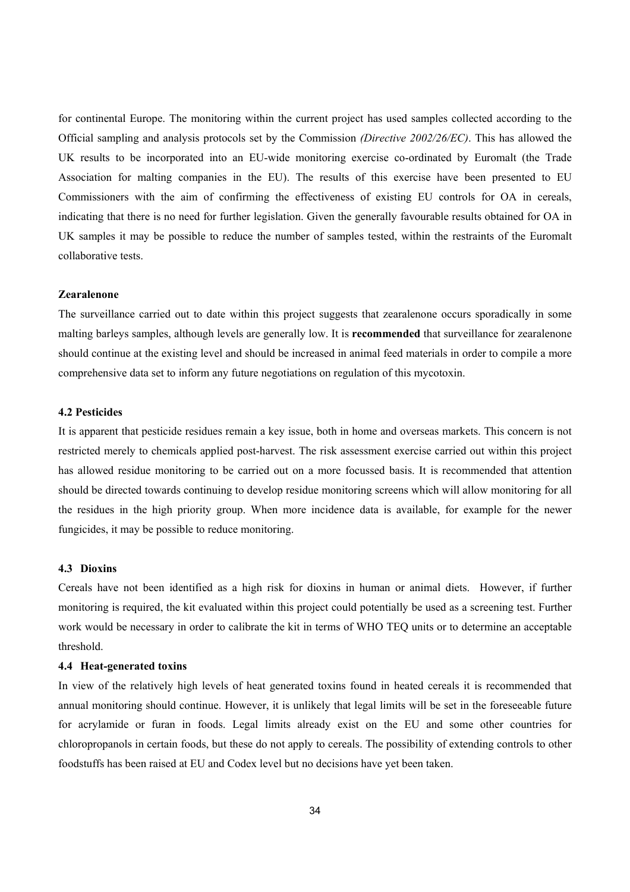for continental Europe. The monitoring within the current project has used samples collected according to the Official sampling and analysis protocols set by the Commission *(Directive 2002/26/EC)*. This has allowed the UK results to be incorporated into an EU-wide monitoring exercise co-ordinated by Euromalt (the Trade Association for malting companies in the EU). The results of this exercise have been presented to EU Commissioners with the aim of confirming the effectiveness of existing EU controls for OA in cereals, indicating that there is no need for further legislation. Given the generally favourable results obtained for OA in UK samples it may be possible to reduce the number of samples tested, within the restraints of the Euromalt collaborative tests.

**Zearalenone**

The surveillance carried out to date within this project suggests that zearalenone occurs sporadically in some malting barleys samples, although levels are generally low. It is **recommended** that surveillance for zearalenone should continue at the existing level and should be increased in animal feed materials in order to compile a more comprehensive data set to inform any future negotiations on regulation of this mycotoxin.

### 4.2 Pesticides

It is apparent that pesticide residues remain a key issue, both in home and overseas markets. This concern is not restricted merely to chemicals applied post-harvest. The risk assessment exercise carried out within this project has allowed residue monitoring to be carried out on a more focussed basis. It is recommended that attention should be directed towards continuing to develop residue monitoring screens which will allow monitoring for all the residues in the high priority group. When more incidence data is available, for example for the newer fungicides, it may be possible to reduce monitoring.

### 4.3 Dioxins

Cereals have not been identified as a high risk for dioxins in human or animal diets. However, if further monitoring is required, the kit evaluated within this project could potentially be used as a screening test. Further work would be necessary in order to calibrate the kit in terms of WHO TEQ units or to determine an acceptable threshold.

### 4.4 Heat-generated toxins

In view of the relatively high levels of heat generated toxins found in heated cereals it is recommended that annual monitoring should continue. However, it is unlikely that legal limits will be set in the foreseeable future for acrylamide or furan in foods. Legal limits already exist on the EU and some other countries for chloropropanols in certain foods, but these do not apply to cereals. The possibility of extending controls to other foodstuffs has been raised at EU and Codex level but no decisions have yet been taken.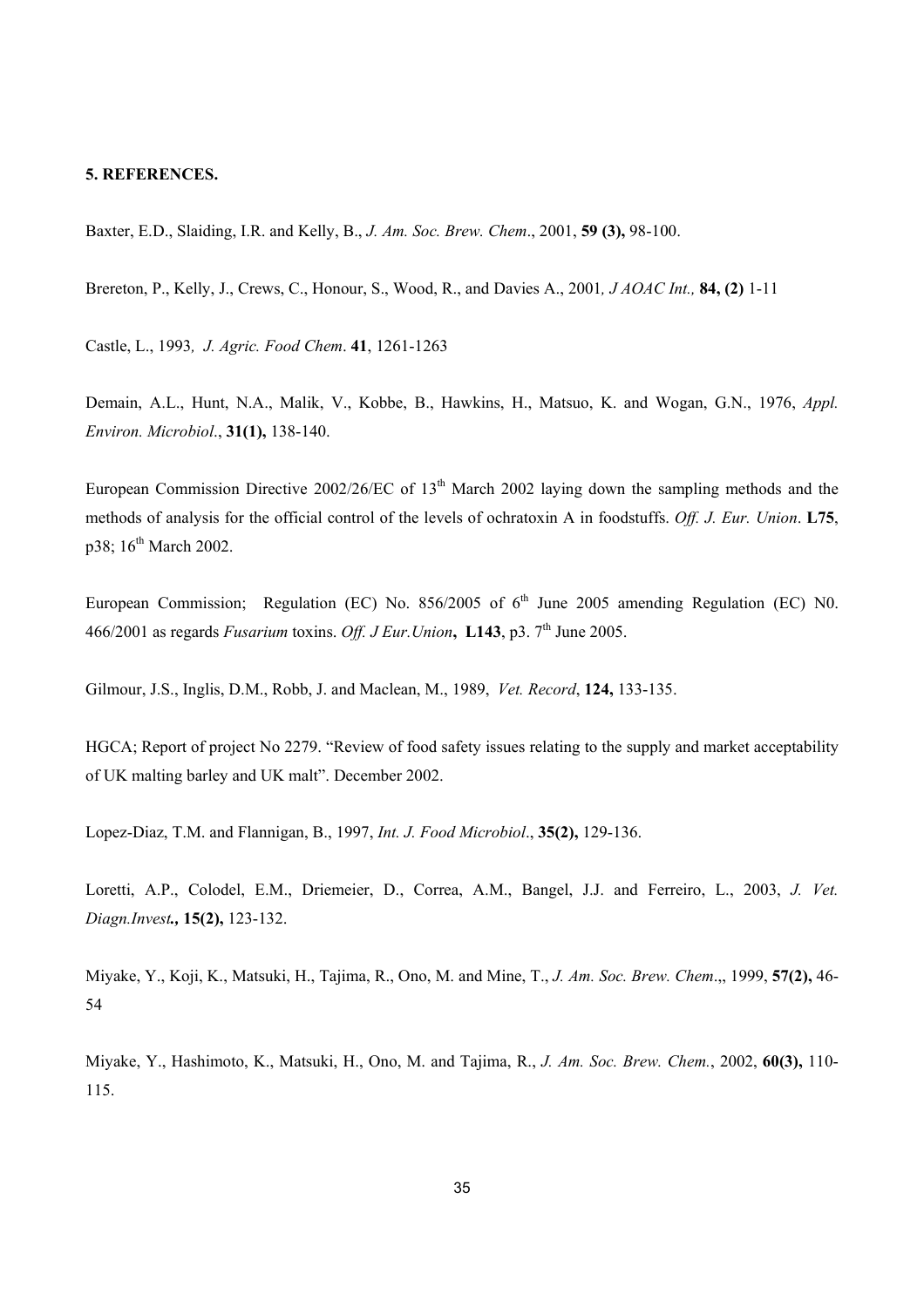**5. REFERENCES.**

Baxter, E.D., Slaiding, I.R. and Kelly, B., *J. Am. Soc. Brew. Chem*., 2001, **59 (3),** 98-100.

Brereton, P., Kelly, J., Crews, C., Honour, S., Wood, R., and Davies A., 2001*, J AOAC Int.,* **84, (2)** 1-11

Castle, L., 1993*, J. Agric. Food Chem*. **41**, 1261-1263

Demain, A.L., Hunt, N.A., Malik, V., Kobbe, B., Hawkins, H., Matsuo, K. and Wogan, G.N., 1976, *Appl. Environ. Microbiol*., **31(1),** 138-140.

European Commission Directive 2002/26/EC of 13th March 2002 laying down the sampling methods and the methods of analysis for the official control of the levels of ochratoxin A in foodstuffs. *Off. J. Eur. Union*. **L75**, p38; 16th March 2002.

European Commission; Regulation (EC) No. 856/2005 of 6th June 2005 amending Regulation (EC) N0. 466/2001 as regards *Fusarium* toxins. *Off. J Eur.Union*, **L143**, p3. 7th June 2005.

Gilmour, J.S., Inglis, D.M., Robb, J. and Maclean, M., 1989, *Vet. Record*, **124,** 133-135.

HGCA; Report of project No 2279. "Review of food safety issues relating to the supply and market acceptability of UK malting barley and UK malt". December 2002.

Lopez-Diaz, T.M. and Flannigan, B., 1997, *Int. J. Food Microbiol*., **35(2),** 129-136.

Loretti, A.P., Colodel, E.M., Driemeier, D., Correa, A.M., Bangel, J.J. and Ferreiro, L., 2003, *J. Vet. Diagn.Invest***.,** **15(2),** 123-132.

Miyake, Y., Koji, K., Matsuki, H., Tajima, R., Ono, M. and Mine, T., *J. Am. Soc. Brew. Chem*.,, 1999, **57(2),** 46-54

Miyake, Y., Hashimoto, K., Matsuki, H., Ono, M. and Tajima, R., *J. Am. Soc. Brew. Chem.*, 2002, **60(3),** 110-115.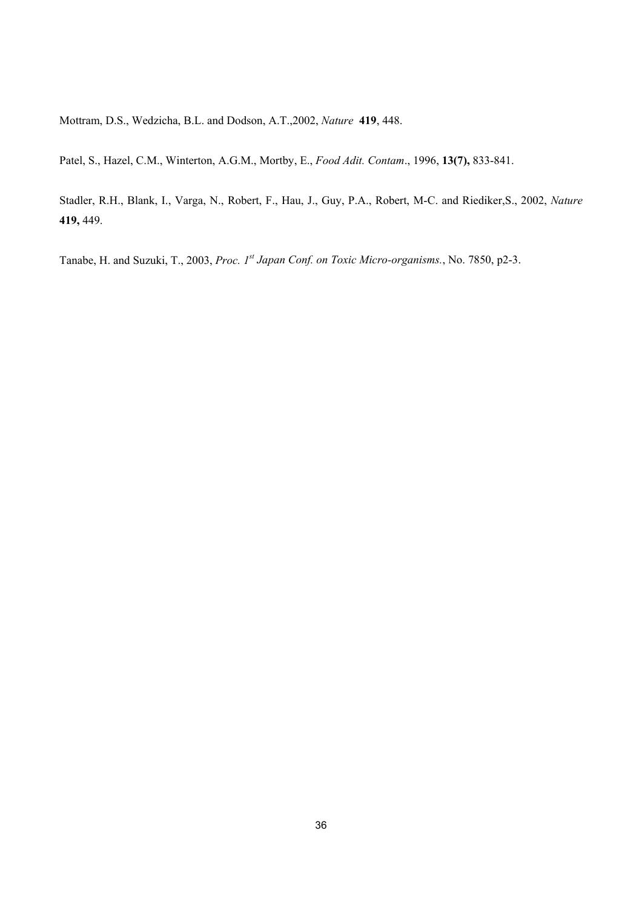Mottram, D.S., Wedzicha, B.L. and Dodson, A.T.,2002, *Nature* **419**, 448.

Patel, S., Hazel, C.M., Winterton, A.G.M., Mortby, E., *Food Adit. Contam*., 1996, **13(7),** 833-841.

Stadler, R.H., Blank, I., Varga, N., Robert, F., Hau, J., Guy, P.A., Robert, M-C. and Riediker,S., 2002, *Nature* **419,** 449.

Tanabe, H. and Suzuki, T., 2003, *Proc. 1st Japan Conf. on Toxic Micro-organisms.*, No. 7850, p2-3.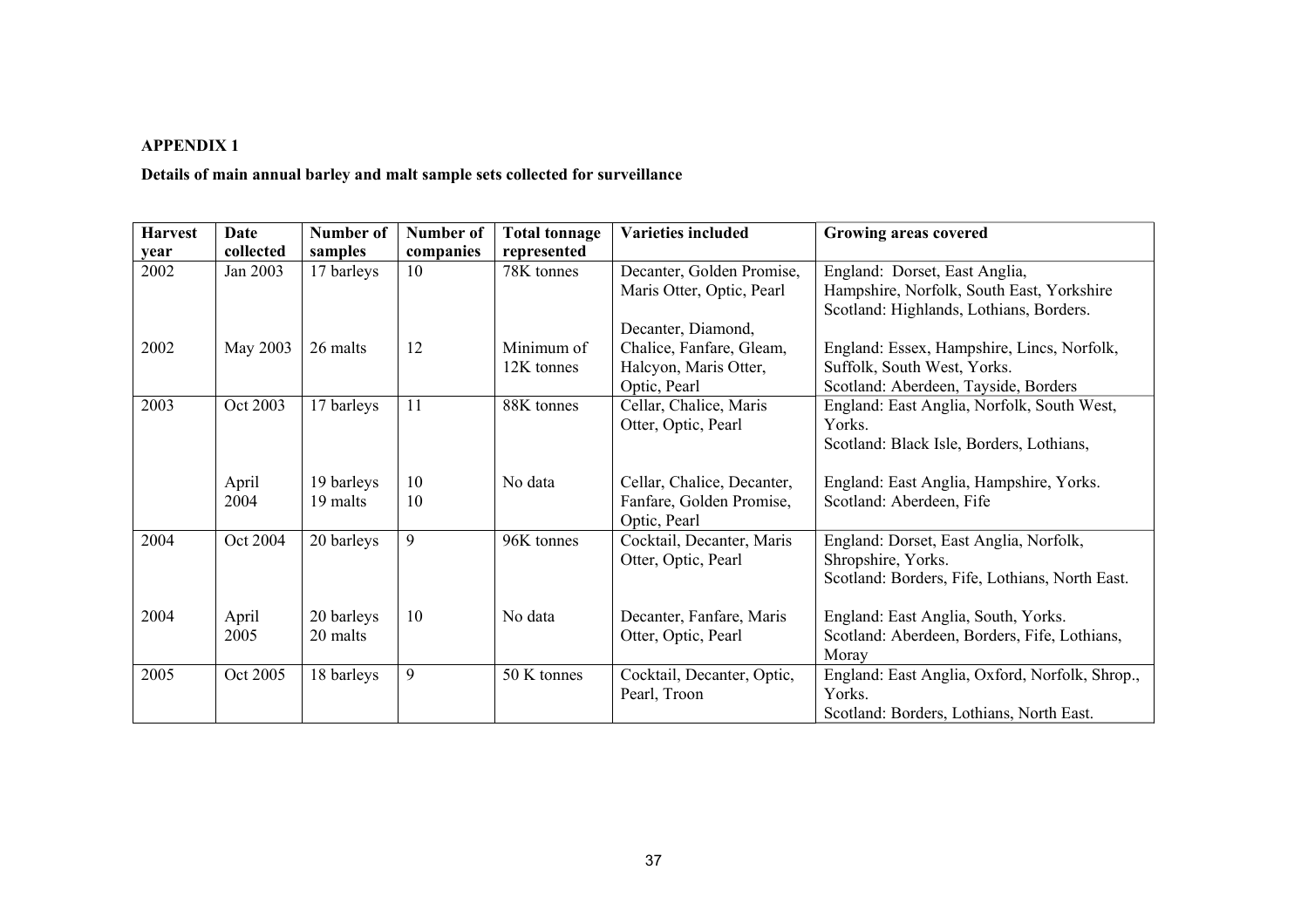**APPENDIX 1**

**Details of main annual barley and malt sample sets collected for surveillance**

| Harvest year | Date collected | Number of samples | Number of companies | Total tonnage represented | Varieties included | Growing areas covered |
|---|---|---|---|---|---|---|
| 2002 | Jan 2003 | 17 barleys | 10 | 78K tonnes | Decanter, Golden Promise, Maris Otter, Optic, Pearl | England: Dorset, East Anglia, Hampshire, Norfolk, South East, Yorkshire<br>Scotland: Highlands, Lothians, Borders. |
| 2002 | May 2003 | 26 malts | 12 | Minimum of 12K tonnes | Decanter, Diamond, Chalice, Fanfare, Gleam, Halcyon, Maris Otter, Optic, Pearl | England: Essex, Hampshire, Lincs, Norfolk, Suffolk, South West, Yorks.<br>Scotland: Aberdeen, Tayside, Borders |
| 2003 | Oct 2003 | 17 barleys | 11 | 88K tonnes | Cellar, Chalice, Maris Otter, Optic, Pearl | England: East Anglia, Norfolk, South West, Yorks.<br>Scotland: Black Isle, Borders, Lothians, |
| | April 2004 | 19 barleys<br>19 malts | 10<br>10 | No data | Cellar, Chalice, Decanter, Fanfare, Golden Promise, Optic, Pearl | England: East Anglia, Hampshire, Yorks.<br>Scotland: Aberdeen, Fife |
| 2004 | Oct 2004 | 20 barleys | 9 | 96K tonnes | Cocktail, Decanter, Maris Otter, Optic, Pearl | England: Dorset, East Anglia, Norfolk, Shropshire, Yorks.<br>Scotland: Borders, Fife, Lothians, North East. |
| 2004 | April 2005 | 20 barleys<br>20 malts | 10 | No data | Decanter, Fanfare, Maris Otter, Optic, Pearl | England: East Anglia, South, Yorks.<br>Scotland: Aberdeen, Borders, Fife, Lothians, Moray |
| 2005 | Oct 2005 | 18 barleys | 9 | 50 K tonnes | Cocktail, Decanter, Optic, Pearl, Troon | England: East Anglia, Oxford, Norfolk, Shrop., Yorks.<br>Scotland: Borders, Lothians, North East. |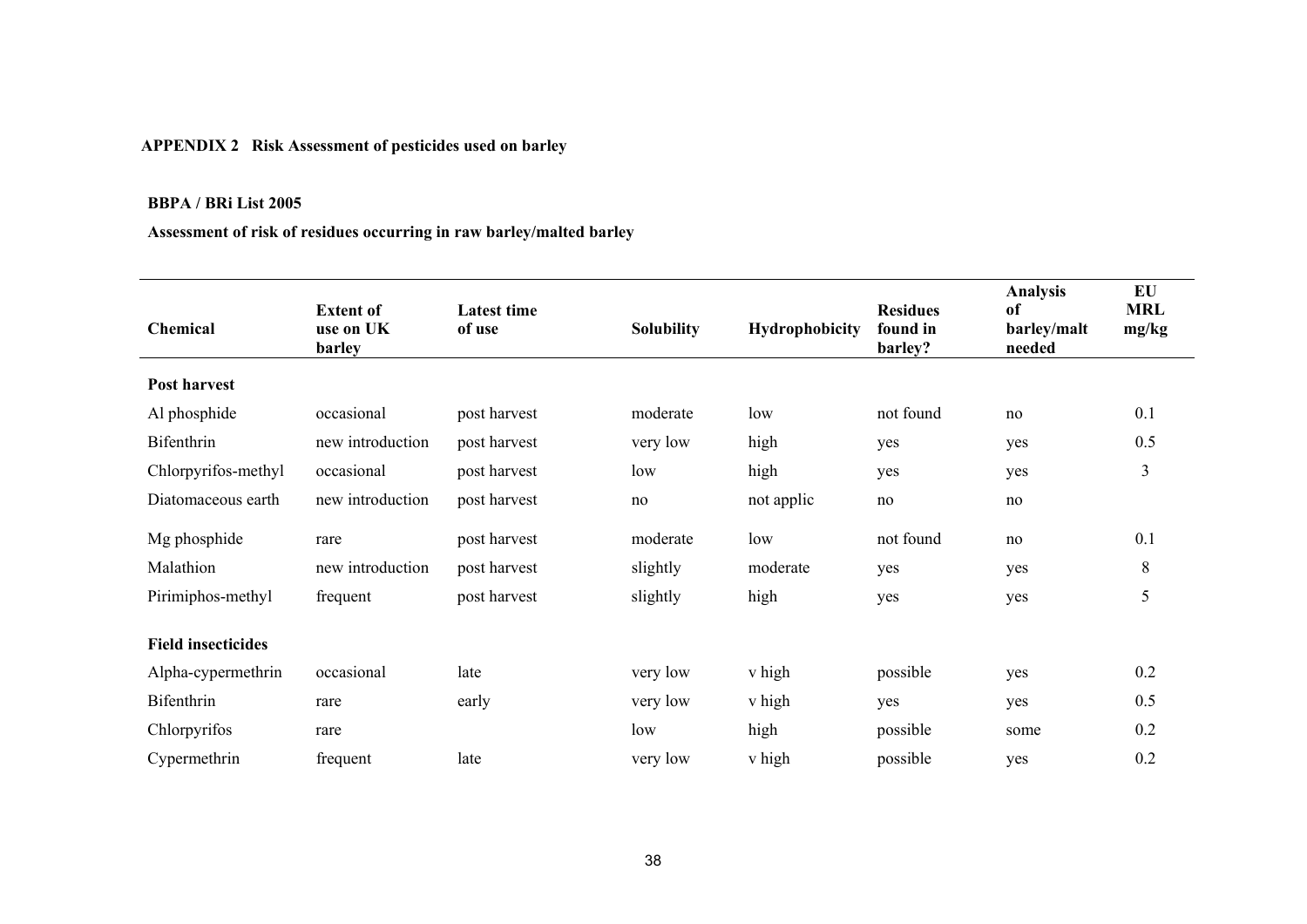**APPENDIX 2 Risk Assessment of pesticides used on barley**

**BBPA / BRi List 2005**

**Assessment of risk of residues occurring in raw barley/malted barley**

| Chemical | Extent of use on UK barley | Latest time of use | Solubility | Hydrophobicity | Residues found in barley? | Analysis of barley/malt needed | EU MRL mg/kg |
|---|---|---|---|---|---|---|---|
| **Post harvest** | | | | | | | |
| Al phosphide | occasional | post harvest | moderate | low | not found | no | 0.1 |
| Bifenthrin | new introduction | post harvest | very low | high | yes | yes | 0.5 |
| Chlorpyrifos-methyl | occasional | post harvest | low | high | yes | yes | 3 |
| Diatomaceous earth | new introduction | post harvest | no | not applic | no | no | |
| Mg phosphide | rare | post harvest | moderate | low | not found | no | 0.1 |
| Malathion | new introduction | post harvest | slightly | moderate | yes | yes | 8 |
| Pirimiphos-methyl | frequent | post harvest | slightly | high | yes | yes | 5 |
| **Field insecticides** | | | | | | | |
| Alpha-cypermethrin | occasional | late | very low | v high | possible | yes | 0.2 |
| Bifenthrin | rare | early | very low | v high | yes | yes | 0.5 |
| Chlorpyrifos | rare | | low | high | possible | some | 0.2 |
| Cypermethrin | frequent | late | very low | v high | possible | yes | 0.2 |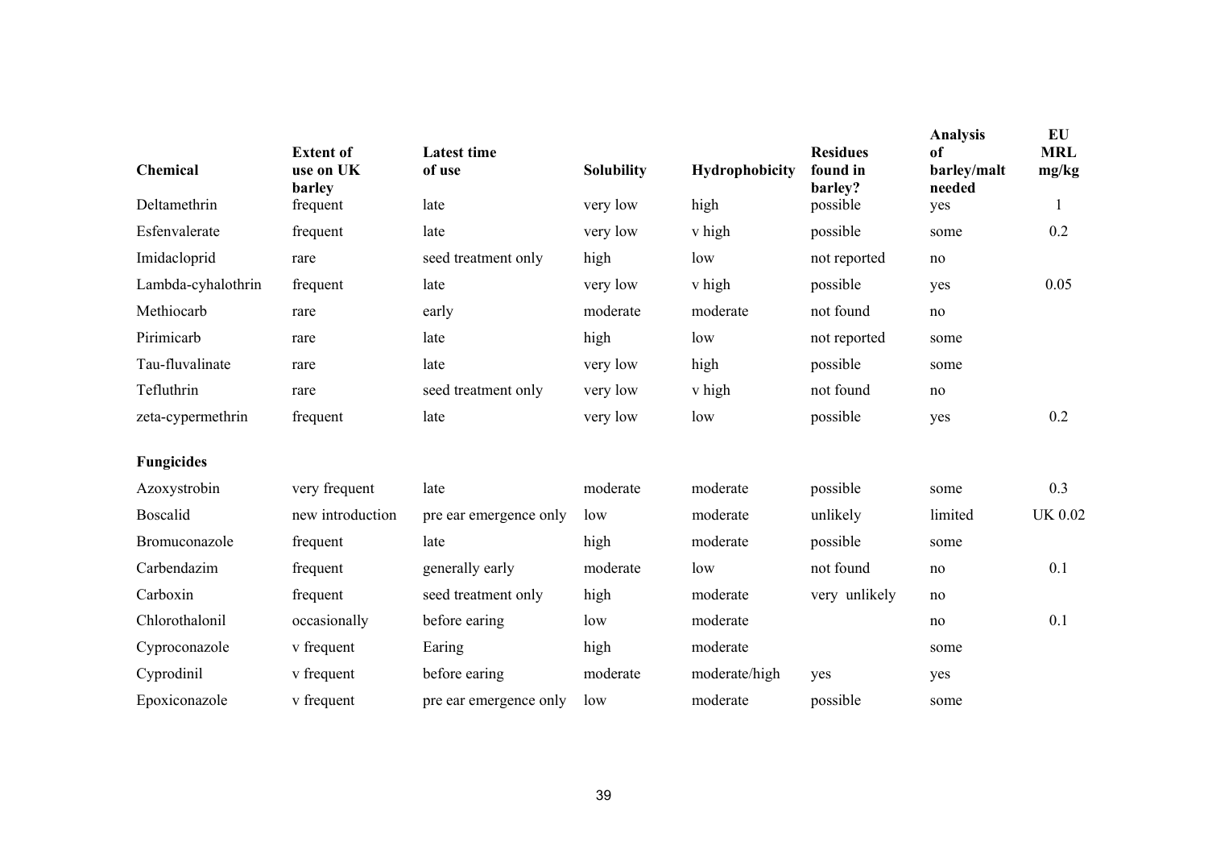| Chemical | Extent of use on UK barley | Latest time of use | Solubility | Hydrophobicity | Residues found in barley? | Analysis of barley/malt needed | EU MRL mg/kg |
|---|---|---|---|---|---|---|---|
| Deltamethrin | frequent | late | very low | high | possible | yes | 1 |
| Esfenvalerate | frequent | late | very low | v high | possible | some | 0.2 |
| Imidacloprid | rare | seed treatment only | high | low | not reported | no | |
| Lambda-cyhalothrin | frequent | late | very low | v high | possible | yes | 0.05 |
| Methiocarb | rare | early | moderate | moderate | not found | no | |
| Pirimicarb | rare | late | high | low | not reported | some | |
| Tau-fluvalinate | rare | late | very low | high | possible | some | |
| Tefluthrin | rare | seed treatment only | very low | v high | not found | no | |
| zeta-cypermethrin | frequent | late | very low | low | possible | yes | 0.2 |
| **Fungicides** | | | | | | | |
| Azoxystrobin | very frequent | late | moderate | moderate | possible | some | 0.3 |
| Boscalid | new introduction | pre ear emergence only | low | moderate | unlikely | limited | UK 0.02 |
| Bromuconazole | frequent | late | high | moderate | possible | some | |
| Carbendazim | frequent | generally early | moderate | low | not found | no | 0.1 |
| Carboxin | frequent | seed treatment only | high | moderate | very unlikely | no | |
| Chlorothalonil | occasionally | before earing | low | moderate | | no | 0.1 |
| Cyproconazole | v frequent | Earing | high | moderate | | some | |
| Cyprodinil | v frequent | before earing | moderate | moderate/high | yes | yes | |
| Epoxiconazole | v frequent | pre ear emergence only | low | moderate | possible | some | |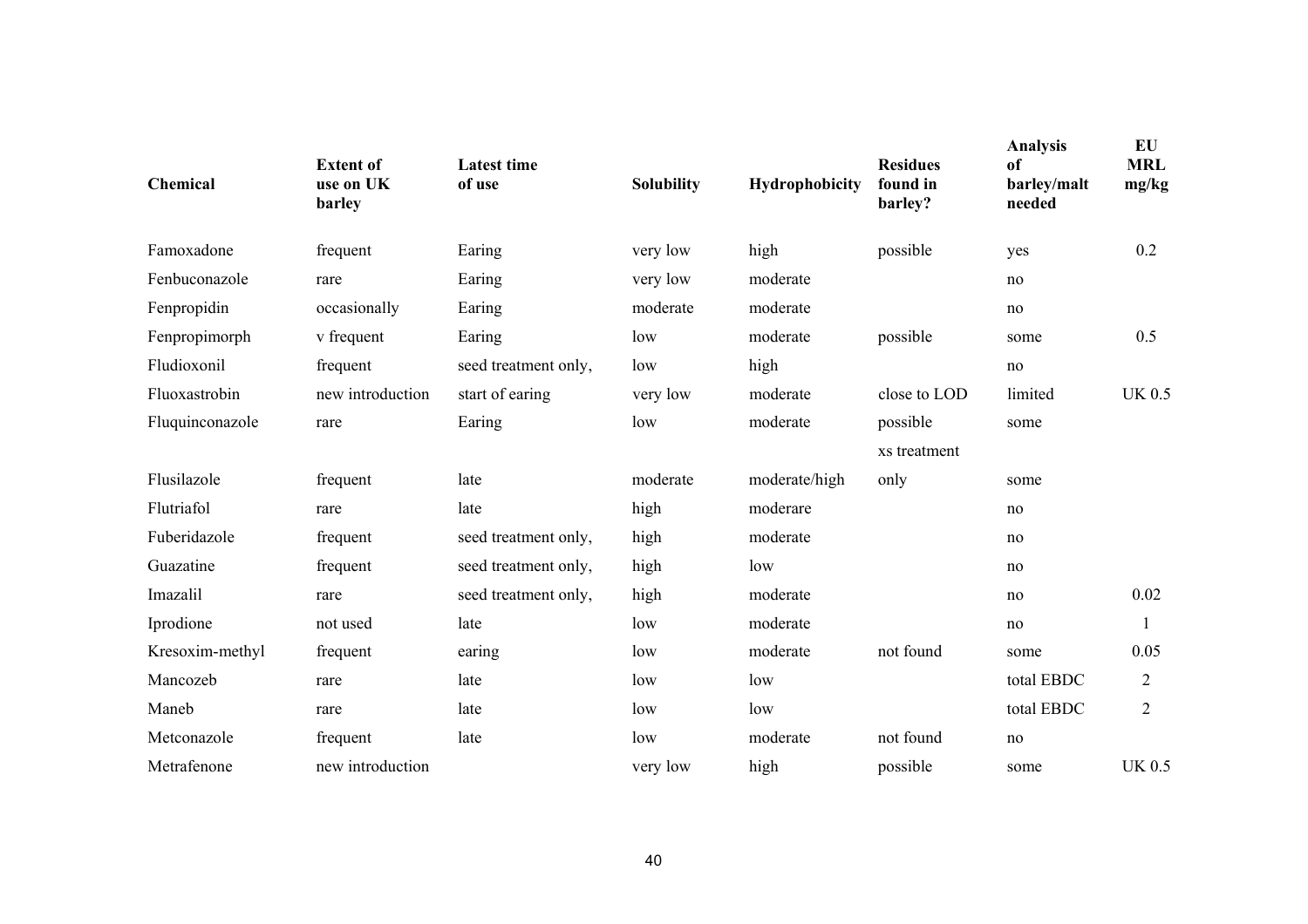| Chemical | Extent of use on UK barley | Latest time of use | Solubility | Hydrophobicity | Residues found in barley? | Analysis of barley/malt needed | EU MRL mg/kg |
|---|---|---|---|---|---|---|---|
| Famoxadone | frequent | Earing | very low | high | possible | yes | 0.2 |
| Fenbuconazole | rare | Earing | very low | moderate | | no | |
| Fenpropidin | occasionally | Earing | moderate | moderate | | no | |
| Fenpropimorph | v frequent | Earing | low | moderate | possible | some | 0.5 |
| Fludioxonil | frequent | seed treatment only, | low | high | | no | |
| Fluoxastrobin | new introduction | start of earing | very low | moderate | close to LOD | limited | UK 0.5 |
| Fluquinconazole | rare | Earing | low | moderate | possible | some | |
| Flusilazole | frequent | late | moderate | moderate/high | xs treatment only | some | |
| Flutriafol | rare | late | high | moderare | | no | |
| Fuberidazole | frequent | seed treatment only, | high | moderate | | no | |
| Guazatine | frequent | seed treatment only, | high | low | | no | |
| Imazalil | rare | seed treatment only, | high | moderate | | no | 0.02 |
| Iprodione | not used | late | low | moderate | | no | 1 |
| Kresoxim-methyl | frequent | earing | low | moderate | not found | some | 0.05 |
| Mancozeb | rare | late | low | low | | total EBDC | 2 |
| Maneb | rare | late | low | low | | total EBDC | 2 |
| Metconazole | frequent | late | low | moderate | not found | no | |
| Metrafenone | new introduction | | very low | high | possible | some | UK 0.5 |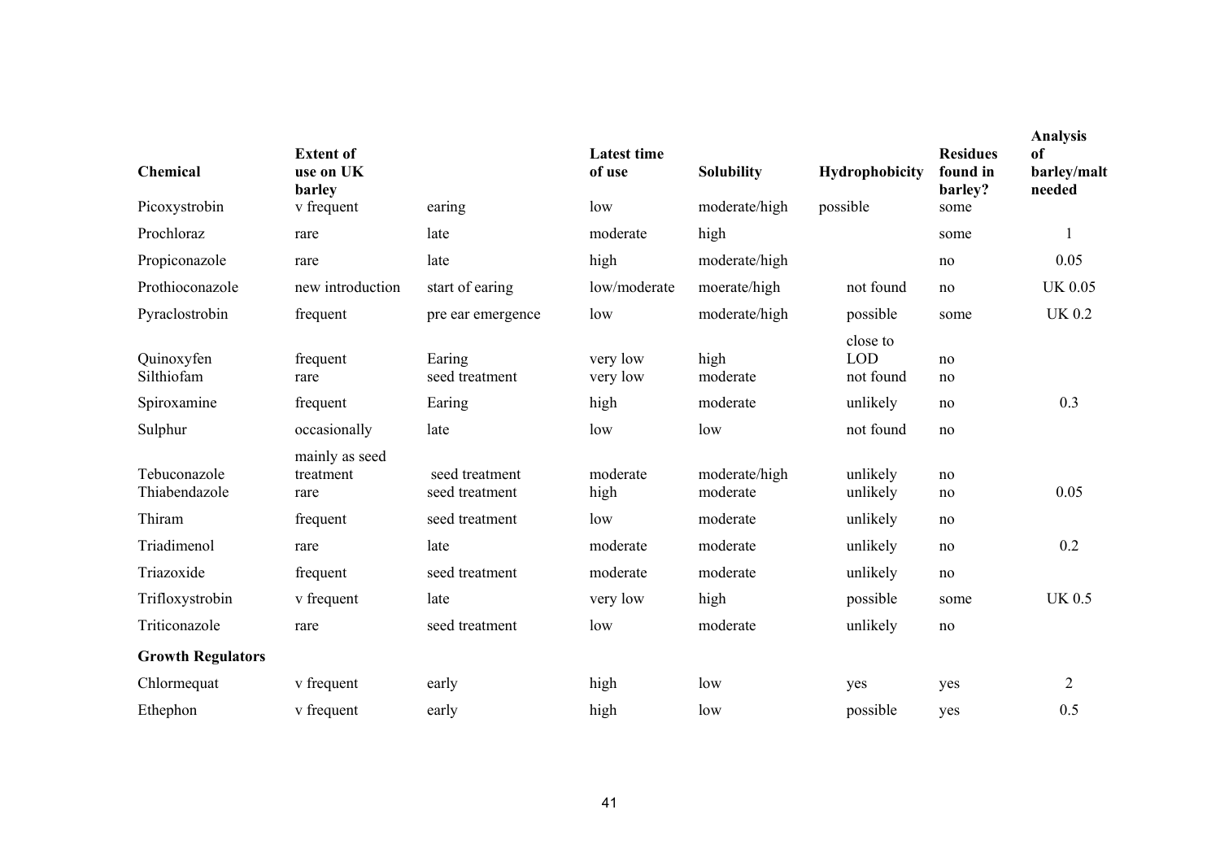| Chemical | Extent of use on UK barley | | Latest time of use | Solubility | Hydrophobicity | Residues found in barley? | Analysis of barley/malt needed |
|---|---|---|---|---|---|---|---|
| Picoxystrobin | v frequent | earing | low | moderate/high | possible | some | |
| Prochloraz | rare | late | moderate | high | | some | 1 |
| Propiconazole | rare | late | high | moderate/high | | no | 0.05 |
| Prothioconazole | new introduction | start of earing | low/moderate | moerate/high | not found | no | UK 0.05 |
| Pyraclostrobin | frequent | pre ear emergence | low | moderate/high | possible | some | UK 0.2 |
| Quinoxyfen | frequent | Earing | very low | high | close to LOD | no | |
| Silthiofam | rare | seed treatment | very low | moderate | not found | no | |
| Spiroxamine | frequent | Earing | high | moderate | unlikely | no | 0.3 |
| Sulphur | occasionally | late | low | low | not found | no | |
| Tebuconazole | mainly as seed treatment | seed treatment | moderate | moderate/high | unlikely | no | |
| Thiabendazole | rare | seed treatment | high | moderate | unlikely | no | 0.05 |
| Thiram | frequent | seed treatment | low | moderate | unlikely | no | |
| Triadimenol | rare | late | moderate | moderate | unlikely | no | 0.2 |
| Triazoxide | frequent | seed treatment | moderate | moderate | unlikely | no | |
| Trifloxystrobin | v frequent | late | very low | high | possible | some | UK 0.5 |
| Triticonazole | rare | seed treatment | low | moderate | unlikely | no | |
| **Growth Regulators** | | | | | | | |
| Chlormequat | v frequent | early | high | low | yes | yes | 2 |
| Ethephon | v frequent | early | high | low | possible | yes | 0.5 |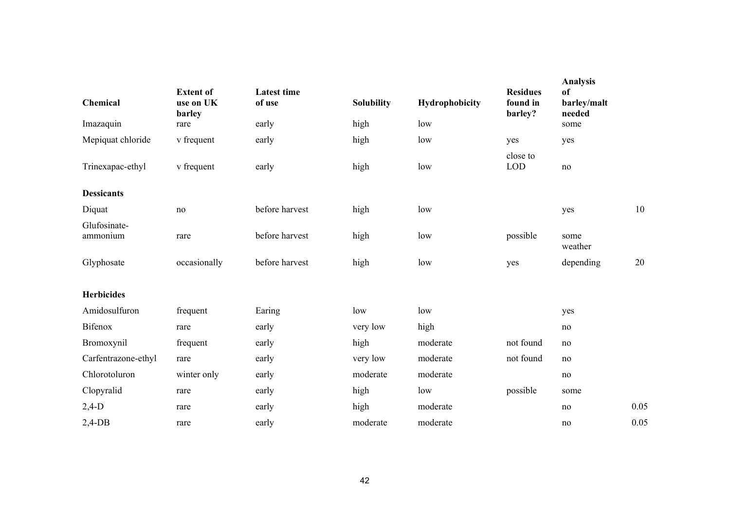| Chemical | Extent of use on UK barley | Latest time of use | Solubility | Hydrophobicity | Residues found in barley? | Analysis of barley/malt needed | |
|---|---|---|---|---|---|---|---|
| Imazaquin | rare | early | high | low | | some | |
| Mepiquat chloride | v frequent | early | high | low | yes | yes | |
| Trinexapac-ethyl | v frequent | early | high | low | close to LOD | no | |
| **Dessicants** | | | | | | | |
| Diquat | no | before harvest | high | low | | yes | 10 |
| Glufosinate-ammonium | rare | before harvest | high | low | possible | some weather | |
| Glyphosate | occasionally | before harvest | high | low | yes | depending | 20 |
| **Herbicides** | | | | | | | |
| Amidosulfuron | frequent | Earing | low | low | | yes | |
| Bifenox | rare | early | very low | high | | no | |
| Bromoxynil | frequent | early | high | moderate | not found | no | |
| Carfentrazone-ethyl | rare | early | very low | moderate | not found | no | |
| Chlorotoluron | winter only | early | moderate | moderate | | no | |
| Clopyralid | rare | early | high | low | possible | some | |
| 2,4-D | rare | early | high | moderate | | no | 0.05 |
| 2,4-DB | rare | early | moderate | moderate | | no | 0.05 |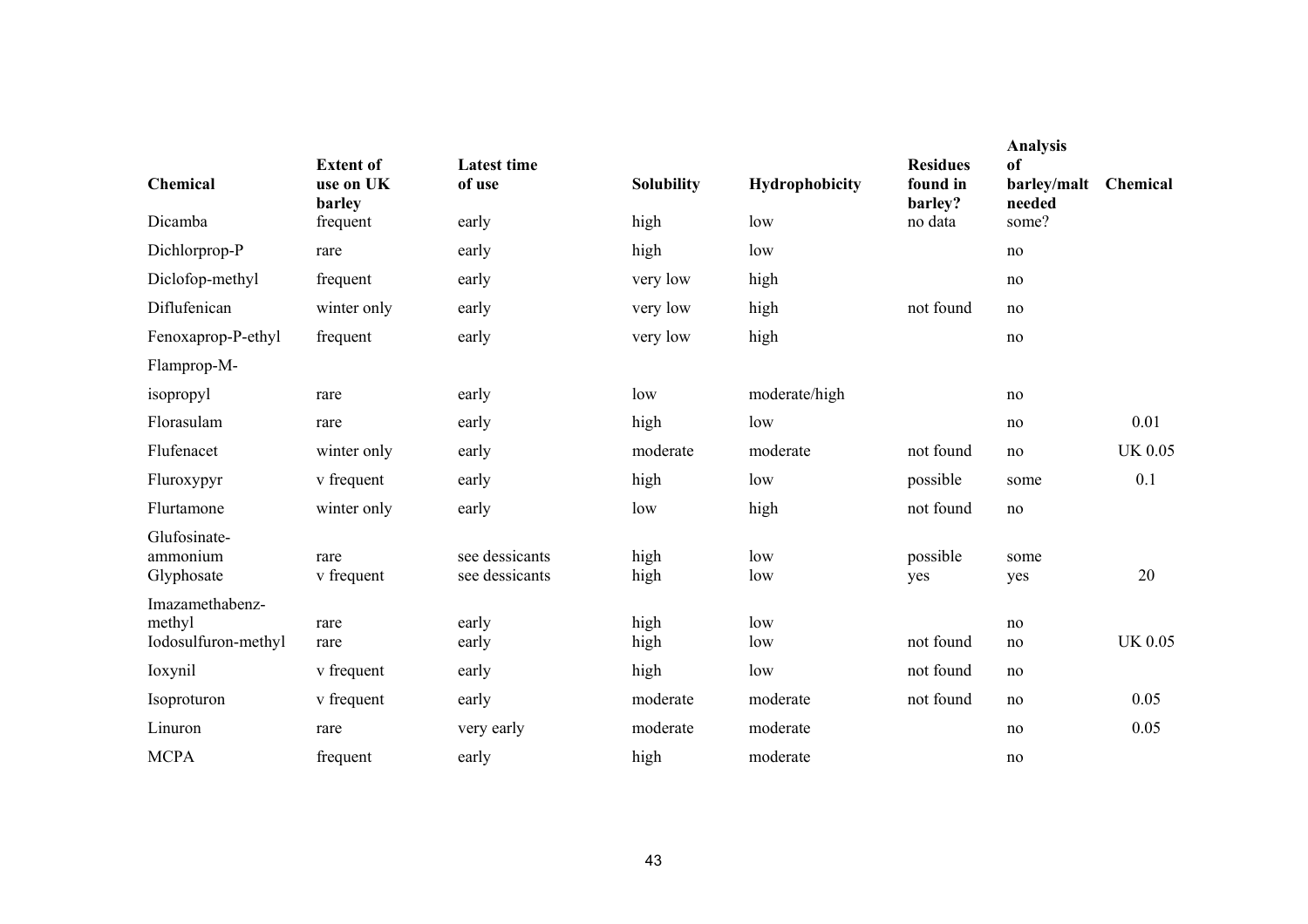| Chemical | Extent of use on UK barley | Latest time of use | Solubility | Hydrophobicity | Residues found in barley? | Analysis of barley/malt needed | Chemical |
|---|---|---|---|---|---|---|---|
| Dicamba | frequent | early | high | low | no data | some? | |
| Dichlorprop-P | rare | early | high | low | | no | |
| Diclofop-methyl | frequent | early | very low | high | | no | |
| Diflufenican | winter only | early | very low | high | not found | no | |
| Fenoxaprop-P-ethyl | frequent | early | very low | high | | no | |
| Flamprop-M-isopropyl | rare | early | low | moderate/high | | no | |
| Florasulam | rare | early | high | low | | no | 0.01 |
| Flufenacet | winter only | early | moderate | moderate | not found | no | UK 0.05 |
| Fluroxypyr | v frequent | early | high | low | possible | some | 0.1 |
| Flurtamone | winter only | early | low | high | not found | no | |
| Glufosinate-ammonium | rare | see dessicants | high | low | possible | some | |
| Glyphosate | v frequent | see dessicants | high | low | yes | yes | 20 |
| Imazamethabenz-methyl | rare | early | high | low | | no | |
| Iodosulfuron-methyl | rare | early | high | low | not found | no | UK 0.05 |
| Ioxynil | v frequent | early | high | low | not found | no | |
| Isoproturon | v frequent | early | moderate | moderate | not found | no | 0.05 |
| Linuron | rare | very early | moderate | moderate | | no | 0.05 |
| MCPA | frequent | early | high | moderate | | no | |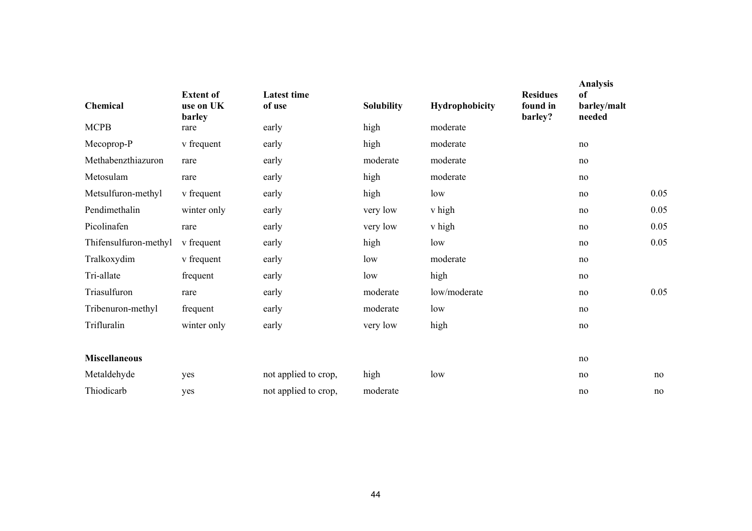| Chemical | Extent of use on UK barley | Latest time of use | Solubility | Hydrophobicity | Residues found in barley? | Analysis of barley/malt needed | |
|---|---|---|---|---|---|---|---|
| MCPB | rare | early | high | moderate | | | |
| Mecoprop-P | v frequent | early | high | moderate | | no | |
| Methabenzthiazuron | rare | early | moderate | moderate | | no | |
| Metosulam | rare | early | high | moderate | | no | |
| Metsulfuron-methyl | v frequent | early | high | low | | no | 0.05 |
| Pendimethalin | winter only | early | very low | v high | | no | 0.05 |
| Picolinafen | rare | early | very low | v high | | no | 0.05 |
| Thifensulfuron-methyl | v frequent | early | high | low | | no | 0.05 |
| Tralkoxydim | v frequent | early | low | moderate | | no | |
| Tri-allate | frequent | early | low | high | | no | |
| Triasulfuron | rare | early | moderate | low/moderate | | no | 0.05 |
| Tribenuron-methyl | frequent | early | moderate | low | | no | |
| Trifluralin | winter only | early | very low | high | | no | |
| | | | | | | | |
| **Miscellaneous** | | | | | | no | |
| Metaldehyde | yes | not applied to crop, | high | low | | no | no |
| Thiodicarb | yes | not applied to crop, | moderate | | | no | no |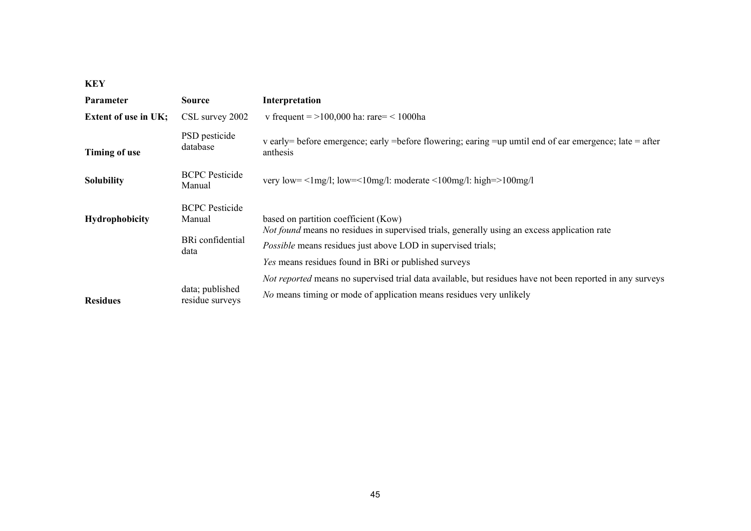**KEY**

| Parameter | Source | Interpretation |
|---|---|---|
| **Extent of use in UK;** | CSL survey 2002 | v frequent = >100,000 ha: rare= < 1000ha |
| **Timing of use** | PSD pesticide database | v early= before emergence; early =before flowering; earing =up umtil end of ear emergence; late = after anthesis |
| **Solubility** | BCPC Pesticide Manual | very low= <1mg/l; low=<10mg/l: moderate <100mg/l: high=>100mg/l |
| **Hydrophobicity** | BCPC Pesticide Manual | based on partition coefficient (Kow) |
| **Residues** | BRi confidential data; published residue surveys | *Not found* means no residues in supervised trials, generally using an excess application rate<br>*Possible* means residues just above LOD in supervised trials;<br>*Yes* means residues found in BRi or published surveys<br>*Not reported* means no supervised trial data available, but residues have not been reported in any surveys<br>*No* means timing or mode of application means residues very unlikely |